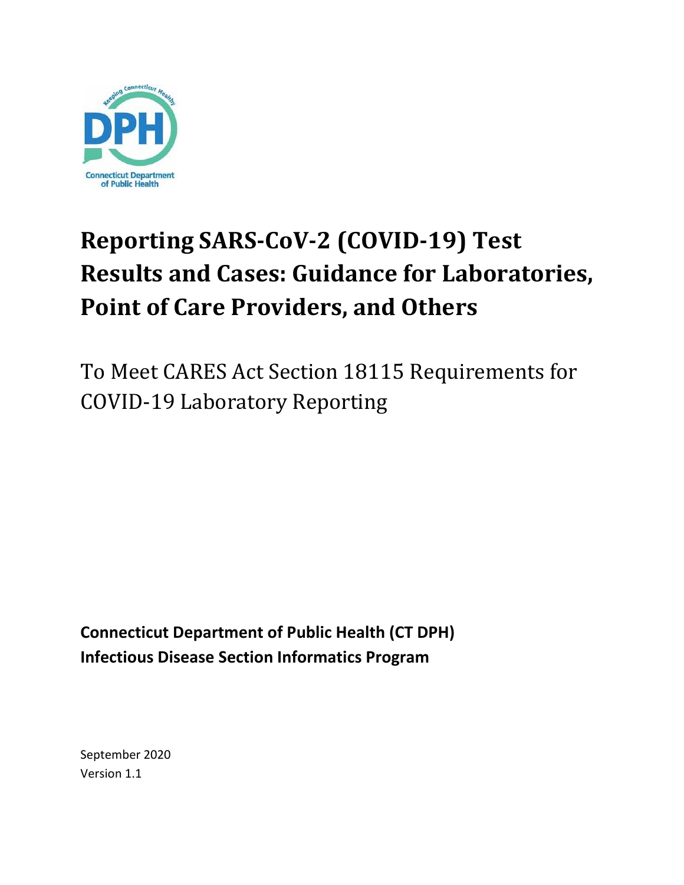# Reporting SARS-CoV-2 (COVID-19) Test Results and Cases: Guidance for Laboratories, Point of Care Providers, and Others

To Meet CARES Act Section 18115 Requirements for COVID-19 Laboratory Reporting

**Connecticut Department of Public Health (CT DPH)**
**Infectious Disease Section Informatics Program**

September 2020
Version 1.1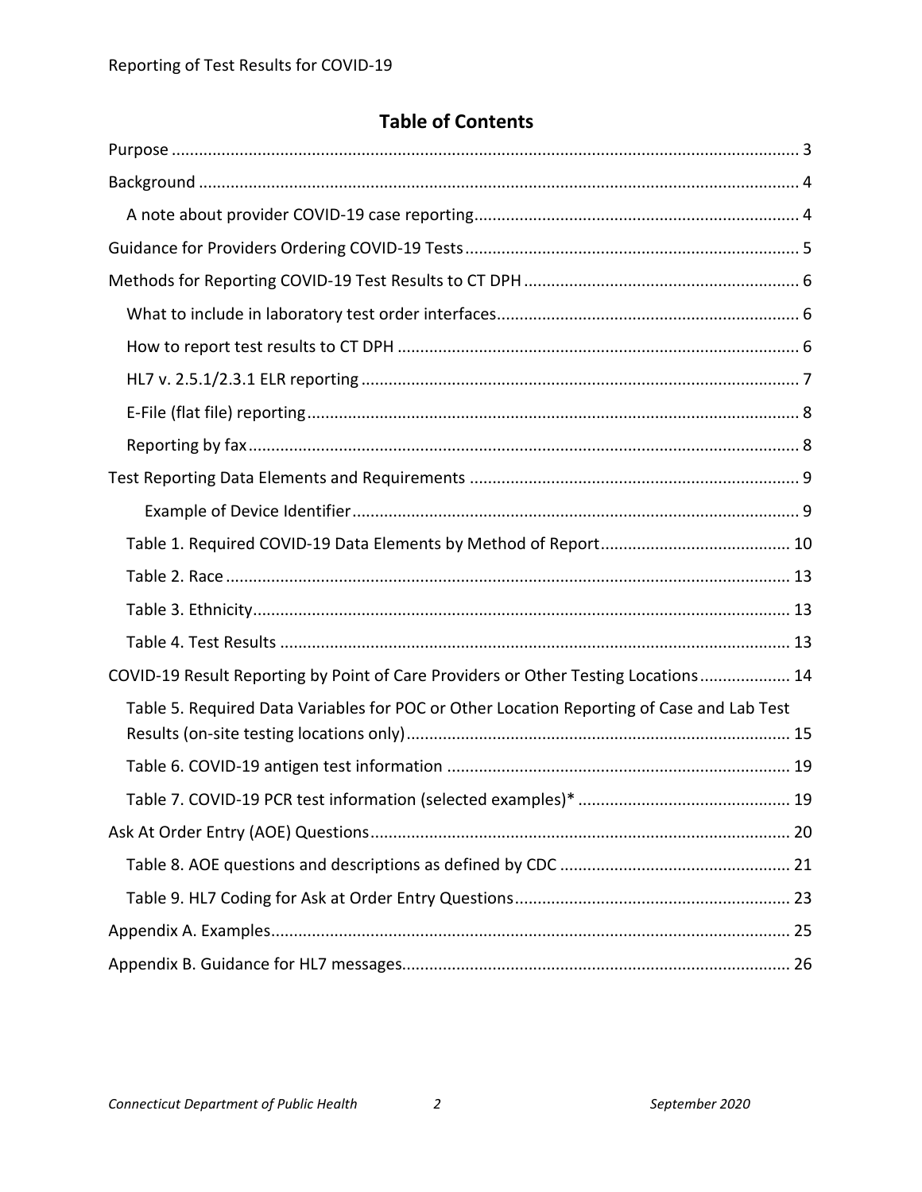## Table of Contents

Purpose ........ 3

Background ........ 4

- A note about provider COVID-19 case reporting ........ 4

Guidance for Providers Ordering COVID-19 Tests ........ 5

Methods for Reporting COVID-19 Test Results to CT DPH ........ 6

- What to include in laboratory test order interfaces ........ 6
- How to report test results to CT DPH ........ 6
- HL7 v. 2.5.1/2.3.1 ELR reporting ........ 7
- E-File (flat file) reporting ........ 8
- Reporting by fax ........ 8

Test Reporting Data Elements and Requirements ........ 9

  - Example of Device Identifier ........ 9
- Table 1. Required COVID-19 Data Elements by Method of Report ........ 10
- Table 2. Race ........ 13
- Table 3. Ethnicity ........ 13
- Table 4. Test Results ........ 13

COVID-19 Result Reporting by Point of Care Providers or Other Testing Locations ........ 14

- Table 5. Required Data Variables for POC or Other Location Reporting of Case and Lab Test Results (on-site testing locations only) ........ 15
- Table 6. COVID-19 antigen test information ........ 19
- Table 7. COVID-19 PCR test information (selected examples)* ........ 19

Ask At Order Entry (AOE) Questions ........ 20

- Table 8. AOE questions and descriptions as defined by CDC ........ 21
- Table 9. HL7 Coding for Ask at Order Entry Questions ........ 23

Appendix A. Examples ........ 25

Appendix B. Guidance for HL7 messages ........ 26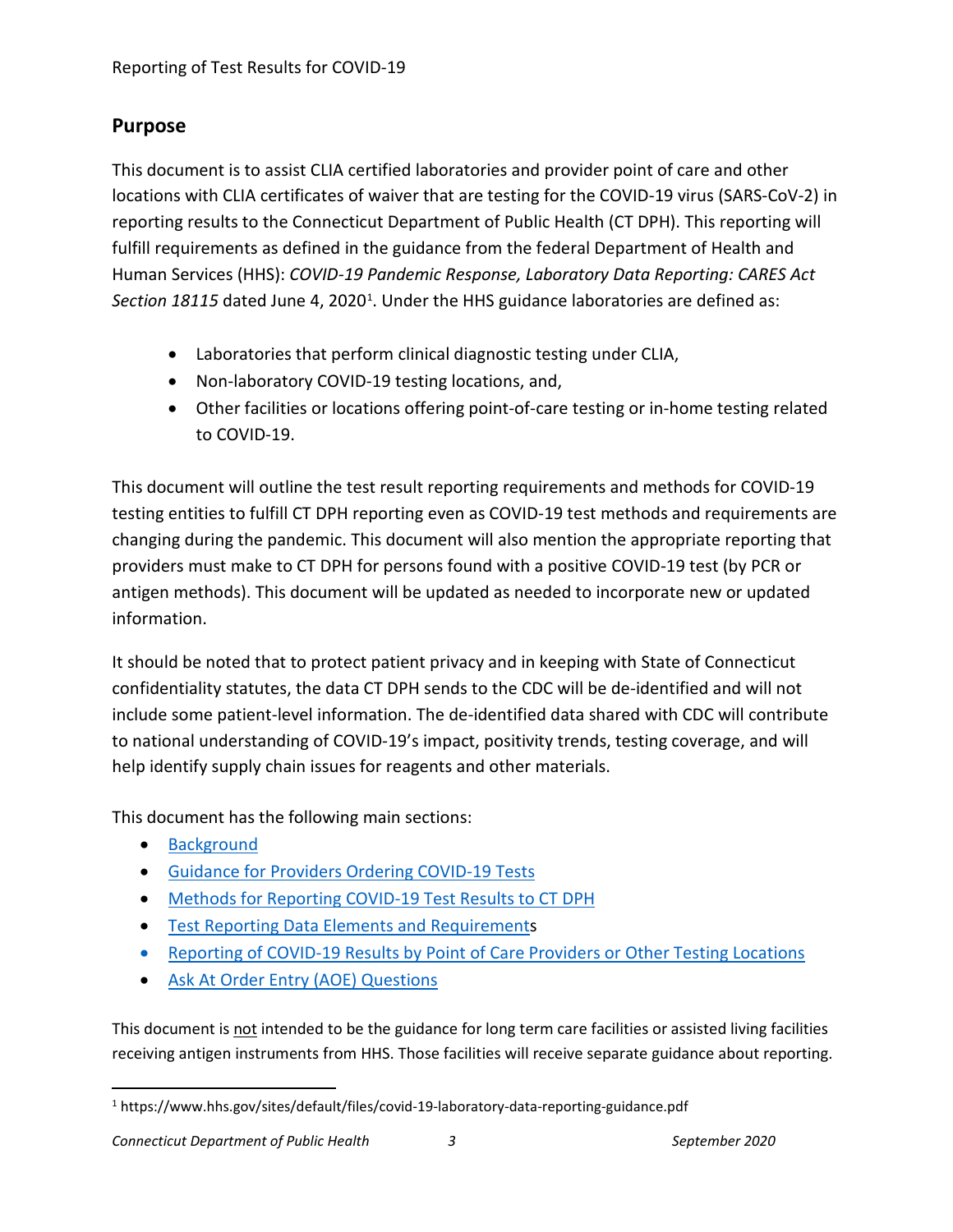## Purpose

This document is to assist CLIA certified laboratories and provider point of care and other locations with CLIA certificates of waiver that are testing for the COVID-19 virus (SARS-CoV-2) in reporting results to the Connecticut Department of Public Health (CT DPH). This reporting will fulfill requirements as defined in the guidance from the federal Department of Health and Human Services (HHS): *COVID-19 Pandemic Response, Laboratory Data Reporting: CARES Act Section 18115* dated June 4, 2020[1]. Under the HHS guidance laboratories are defined as:

- Laboratories that perform clinical diagnostic testing under CLIA,
- Non-laboratory COVID-19 testing locations, and,
- Other facilities or locations offering point-of-care testing or in-home testing related to COVID-19.

This document will outline the test result reporting requirements and methods for COVID-19 testing entities to fulfill CT DPH reporting even as COVID-19 test methods and requirements are changing during the pandemic. This document will also mention the appropriate reporting that providers must make to CT DPH for persons found with a positive COVID-19 test (by PCR or antigen methods). This document will be updated as needed to incorporate new or updated information.

It should be noted that to protect patient privacy and in keeping with State of Connecticut confidentiality statutes, the data CT DPH sends to the CDC will be de-identified and will not include some patient-level information. The de-identified data shared with CDC will contribute to national understanding of COVID-19's impact, positivity trends, testing coverage, and will help identify supply chain issues for reagents and other materials.

This document has the following main sections:

- Background
- Guidance for Providers Ordering COVID-19 Tests
- Methods for Reporting COVID-19 Test Results to CT DPH
- Test Reporting Data Elements and Requirements
- Reporting of COVID-19 Results by Point of Care Providers or Other Testing Locations
- Ask At Order Entry (AOE) Questions

This document is not intended to be the guidance for long term care facilities or assisted living facilities receiving antigen instruments from HHS. Those facilities will receive separate guidance about reporting.

[1] https://www.hhs.gov/sites/default/files/covid-19-laboratory-data-reporting-guidance.pdf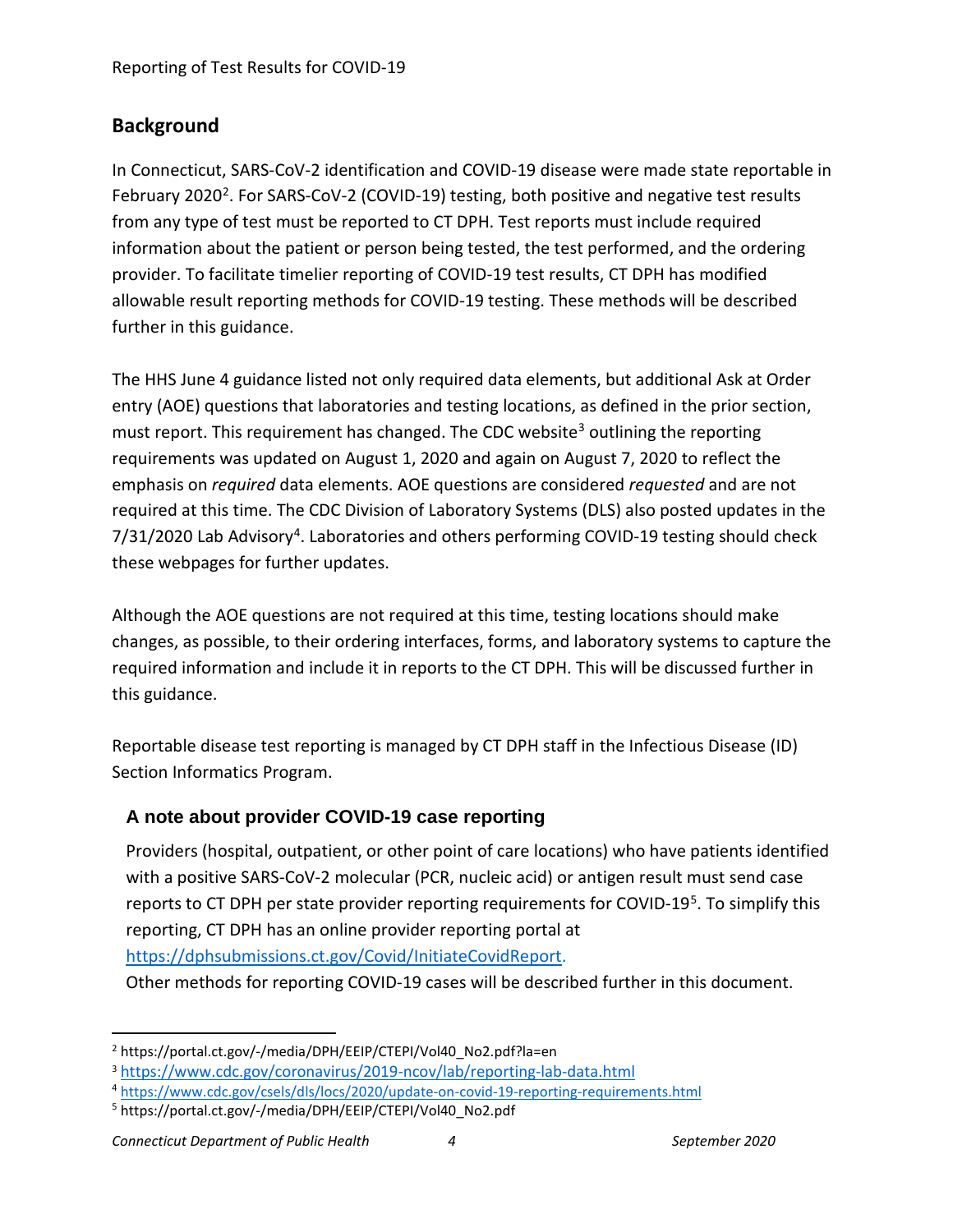## Background

In Connecticut, SARS-CoV-2 identification and COVID-19 disease were made state reportable in February 2020[2]. For SARS-CoV-2 (COVID-19) testing, both positive and negative test results from any type of test must be reported to CT DPH. Test reports must include required information about the patient or person being tested, the test performed, and the ordering provider. To facilitate timelier reporting of COVID-19 test results, CT DPH has modified allowable result reporting methods for COVID-19 testing. These methods will be described further in this guidance.

The HHS June 4 guidance listed not only required data elements, but additional Ask at Order entry (AOE) questions that laboratories and testing locations, as defined in the prior section, must report. This requirement has changed. The CDC website[3] outlining the reporting requirements was updated on August 1, 2020 and again on August 7, 2020 to reflect the emphasis on *required* data elements. AOE questions are considered *requested* and are not required at this time. The CDC Division of Laboratory Systems (DLS) also posted updates in the 7/31/2020 Lab Advisory[4]. Laboratories and others performing COVID-19 testing should check these webpages for further updates.

Although the AOE questions are not required at this time, testing locations should make changes, as possible, to their ordering interfaces, forms, and laboratory systems to capture the required information and include it in reports to the CT DPH. This will be discussed further in this guidance.

Reportable disease test reporting is managed by CT DPH staff in the Infectious Disease (ID) Section Informatics Program.

### A note about provider COVID-19 case reporting

Providers (hospital, outpatient, or other point of care locations) who have patients identified with a positive SARS-CoV-2 molecular (PCR, nucleic acid) or antigen result must send case reports to CT DPH per state provider reporting requirements for COVID-19[5]. To simplify this reporting, CT DPH has an online provider reporting portal at https://dphsubmissions.ct.gov/Covid/InitiateCovidReport.
Other methods for reporting COVID-19 cases will be described further in this document.

---

[2] https://portal.ct.gov/-/media/DPH/EEIP/CTEPI/Vol40_No2.pdf?la=en

[3] https://www.cdc.gov/coronavirus/2019-ncov/lab/reporting-lab-data.html

[4] https://www.cdc.gov/csels/dls/locs/2020/update-on-covid-19-reporting-requirements.html

[5] https://portal.ct.gov/-/media/DPH/EEIP/CTEPI/Vol40_No2.pdf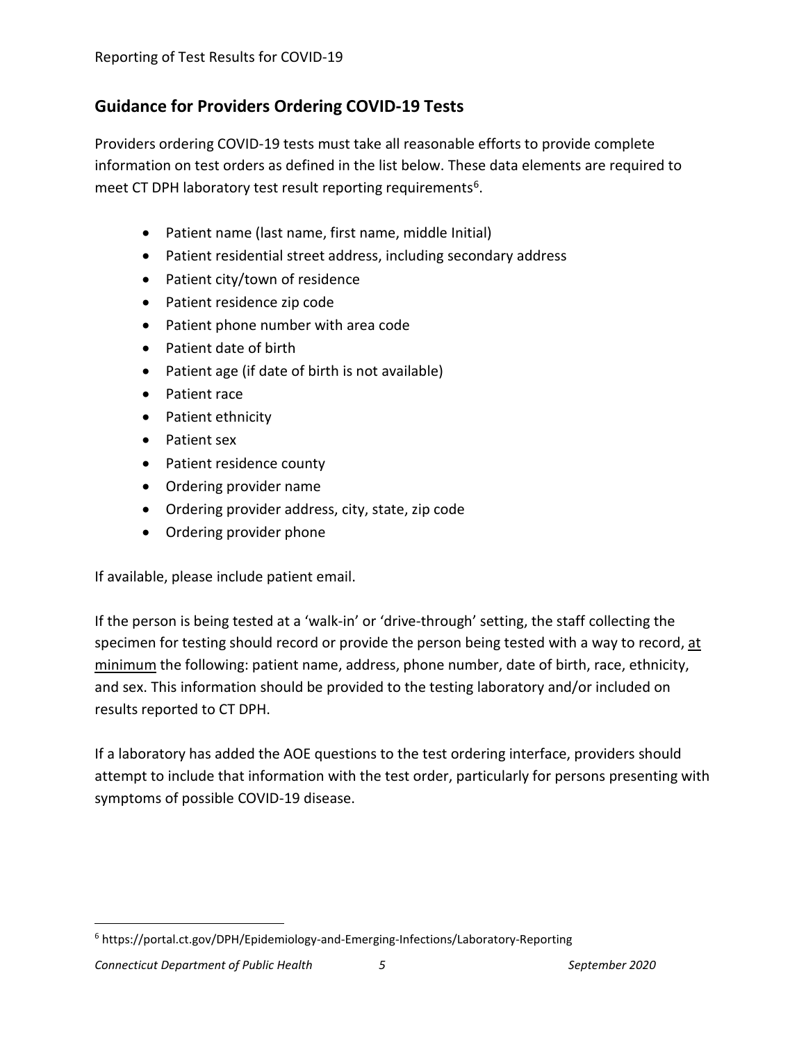## Guidance for Providers Ordering COVID-19 Tests

Providers ordering COVID-19 tests must take all reasonable efforts to provide complete information on test orders as defined in the list below. These data elements are required to meet CT DPH laboratory test result reporting requirements[6].

- Patient name (last name, first name, middle Initial)
- Patient residential street address, including secondary address
- Patient city/town of residence
- Patient residence zip code
- Patient phone number with area code
- Patient date of birth
- Patient age (if date of birth is not available)
- Patient race
- Patient ethnicity
- Patient sex
- Patient residence county
- Ordering provider name
- Ordering provider address, city, state, zip code
- Ordering provider phone

If available, please include patient email.

If the person is being tested at a 'walk-in' or 'drive-through' setting, the staff collecting the specimen for testing should record or provide the person being tested with a way to record, at minimum the following: patient name, address, phone number, date of birth, race, ethnicity, and sex. This information should be provided to the testing laboratory and/or included on results reported to CT DPH.

If a laboratory has added the AOE questions to the test ordering interface, providers should attempt to include that information with the test order, particularly for persons presenting with symptoms of possible COVID-19 disease.

[6] https://portal.ct.gov/DPH/Epidemiology-and-Emerging-Infections/Laboratory-Reporting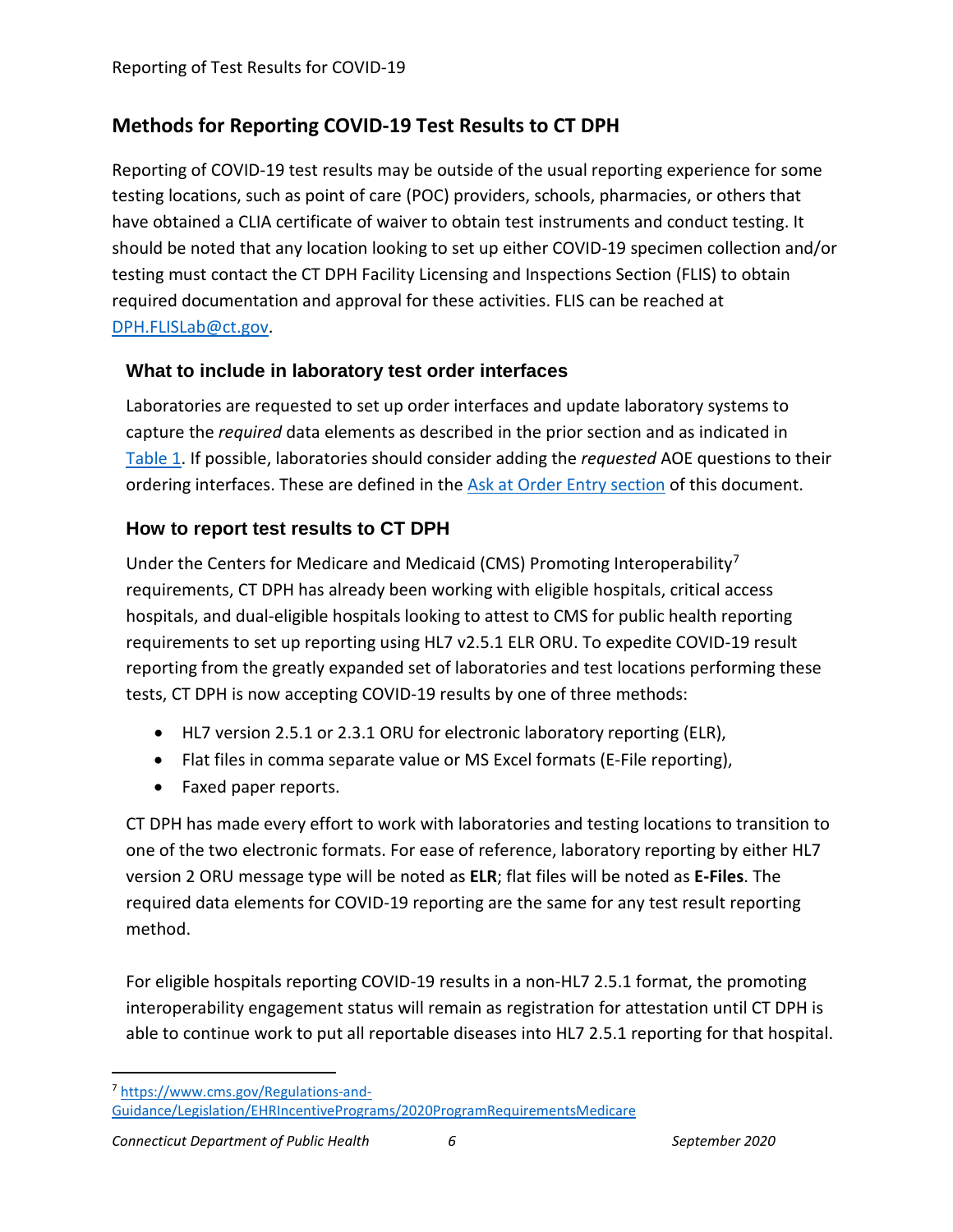## Methods for Reporting COVID-19 Test Results to CT DPH

Reporting of COVID-19 test results may be outside of the usual reporting experience for some testing locations, such as point of care (POC) providers, schools, pharmacies, or others that have obtained a CLIA certificate of waiver to obtain test instruments and conduct testing. It should be noted that any location looking to set up either COVID-19 specimen collection and/or testing must contact the CT DPH Facility Licensing and Inspections Section (FLIS) to obtain required documentation and approval for these activities. FLIS can be reached at DPH.FLISLab@ct.gov.

### What to include in laboratory test order interfaces

Laboratories are requested to set up order interfaces and update laboratory systems to capture the *required* data elements as described in the prior section and as indicated in Table 1. If possible, laboratories should consider adding the *requested* AOE questions to their ordering interfaces. These are defined in the Ask at Order Entry section of this document.

### How to report test results to CT DPH

Under the Centers for Medicare and Medicaid (CMS) Promoting Interoperability[7] requirements, CT DPH has already been working with eligible hospitals, critical access hospitals, and dual-eligible hospitals looking to attest to CMS for public health reporting requirements to set up reporting using HL7 v2.5.1 ELR ORU. To expedite COVID-19 result reporting from the greatly expanded set of laboratories and test locations performing these tests, CT DPH is now accepting COVID-19 results by one of three methods:

- HL7 version 2.5.1 or 2.3.1 ORU for electronic laboratory reporting (ELR),
- Flat files in comma separate value or MS Excel formats (E-File reporting),
- Faxed paper reports.

CT DPH has made every effort to work with laboratories and testing locations to transition to one of the two electronic formats. For ease of reference, laboratory reporting by either HL7 version 2 ORU message type will be noted as **ELR**; flat files will be noted as **E-Files**. The required data elements for COVID-19 reporting are the same for any test result reporting method.

For eligible hospitals reporting COVID-19 results in a non-HL7 2.5.1 format, the promoting interoperability engagement status will remain as registration for attestation until CT DPH is able to continue work to put all reportable diseases into HL7 2.5.1 reporting for that hospital.

[7] https://www.cms.gov/Regulations-and-Guidance/Legislation/EHRIncentivePrograms/2020ProgramRequirementsMedicare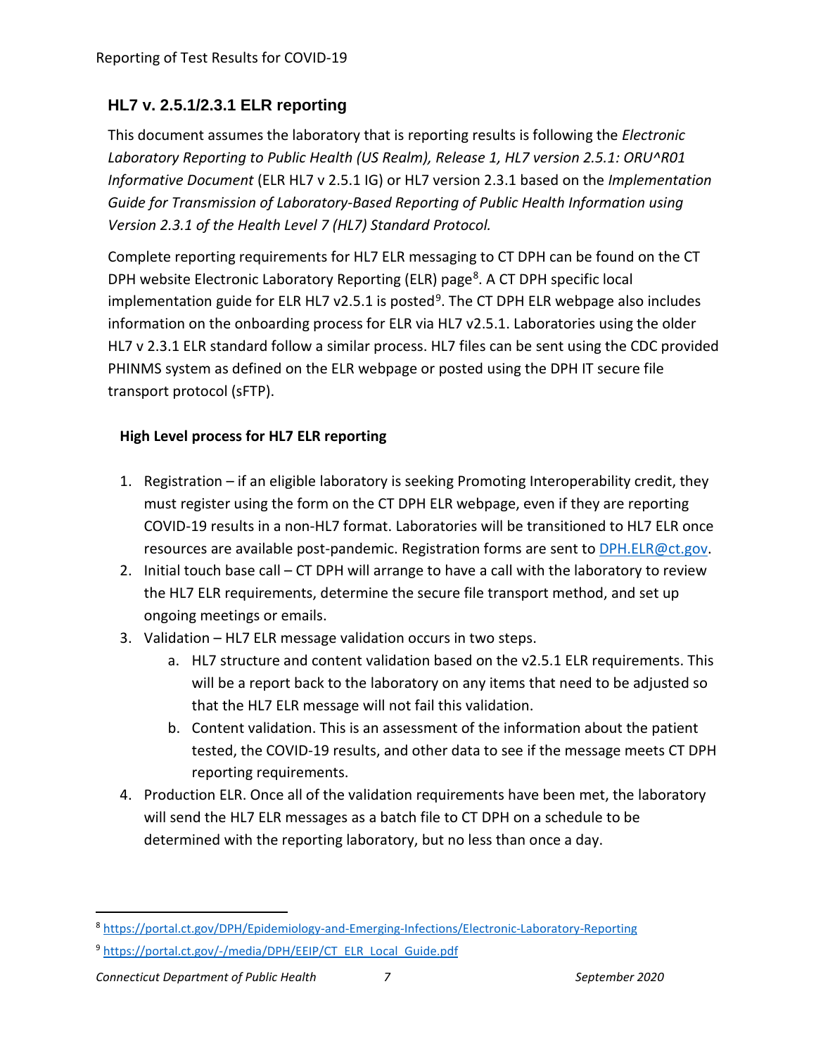## HL7 v. 2.5.1/2.3.1 ELR reporting

This document assumes the laboratory that is reporting results is following the *Electronic Laboratory Reporting to Public Health (US Realm), Release 1, HL7 version 2.5.1: ORU^R01 Informative Document* (ELR HL7 v 2.5.1 IG) or HL7 version 2.3.1 based on the *Implementation Guide for Transmission of Laboratory-Based Reporting of Public Health Information using Version 2.3.1 of the Health Level 7 (HL7) Standard Protocol.*

Complete reporting requirements for HL7 ELR messaging to CT DPH can be found on the CT DPH website Electronic Laboratory Reporting (ELR) page[8]. A CT DPH specific local implementation guide for ELR HL7 v2.5.1 is posted[9]. The CT DPH ELR webpage also includes information on the onboarding process for ELR via HL7 v2.5.1. Laboratories using the older HL7 v 2.3.1 ELR standard follow a similar process. HL7 files can be sent using the CDC provided PHINMS system as defined on the ELR webpage or posted using the DPH IT secure file transport protocol (sFTP).

**High Level process for HL7 ELR reporting**

1. Registration – if an eligible laboratory is seeking Promoting Interoperability credit, they must register using the form on the CT DPH ELR webpage, even if they are reporting COVID-19 results in a non-HL7 format. Laboratories will be transitioned to HL7 ELR once resources are available post-pandemic. Registration forms are sent to DPH.ELR@ct.gov.
2. Initial touch base call – CT DPH will arrange to have a call with the laboratory to review the HL7 ELR requirements, determine the secure file transport method, and set up ongoing meetings or emails.
3. Validation – HL7 ELR message validation occurs in two steps.
   a. HL7 structure and content validation based on the v2.5.1 ELR requirements. This will be a report back to the laboratory on any items that need to be adjusted so that the HL7 ELR message will not fail this validation.
   b. Content validation. This is an assessment of the information about the patient tested, the COVID-19 results, and other data to see if the message meets CT DPH reporting requirements.
4. Production ELR. Once all of the validation requirements have been met, the laboratory will send the HL7 ELR messages as a batch file to CT DPH on a schedule to be determined with the reporting laboratory, but no less than once a day.

---

[8] https://portal.ct.gov/DPH/Epidemiology-and-Emerging-Infections/Electronic-Laboratory-Reporting

[9] https://portal.ct.gov/-/media/DPH/EEIP/CT_ELR_Local_Guide.pdf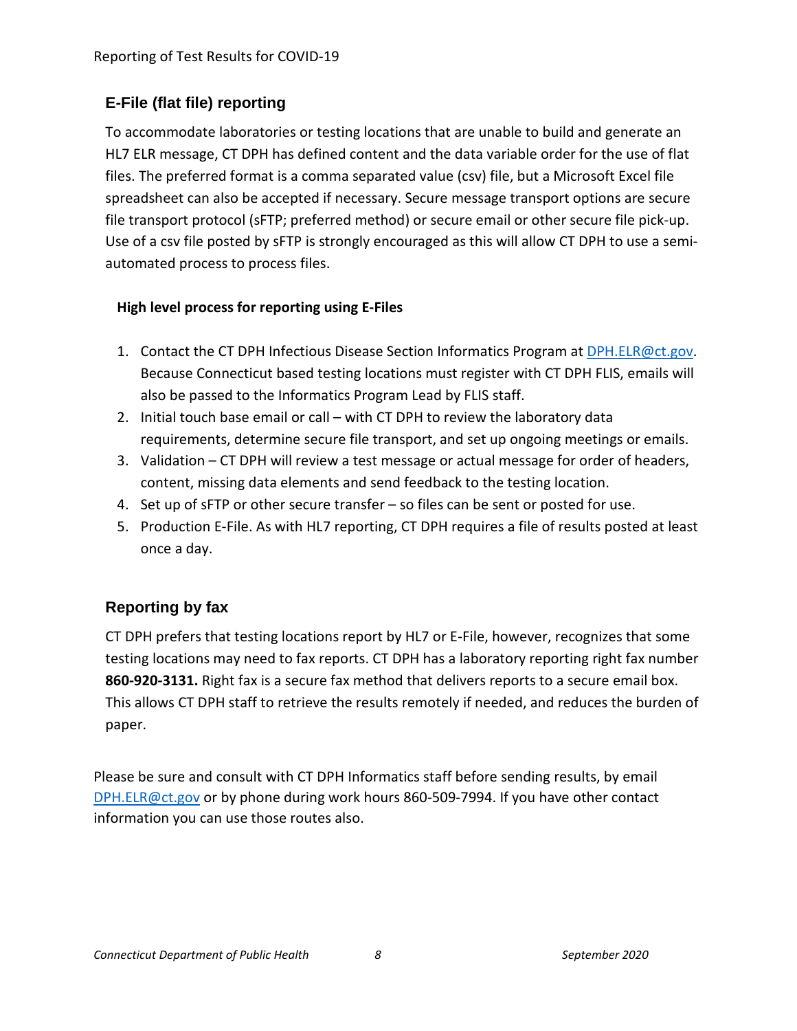## E-File (flat file) reporting

To accommodate laboratories or testing locations that are unable to build and generate an HL7 ELR message, CT DPH has defined content and the data variable order for the use of flat files. The preferred format is a comma separated value (csv) file, but a Microsoft Excel file spreadsheet can also be accepted if necessary. Secure message transport options are secure file transport protocol (sFTP; preferred method) or secure email or other secure file pick-up. Use of a csv file posted by sFTP is strongly encouraged as this will allow CT DPH to use a semi-automated process to process files.

### High level process for reporting using E-Files

1. Contact the CT DPH Infectious Disease Section Informatics Program at [DPH.ELR@ct.gov](mailto:DPH.ELR@ct.gov). Because Connecticut based testing locations must register with CT DPH FLIS, emails will also be passed to the Informatics Program Lead by FLIS staff.
2. Initial touch base email or call – with CT DPH to review the laboratory data requirements, determine secure file transport, and set up ongoing meetings or emails.
3. Validation – CT DPH will review a test message or actual message for order of headers, content, missing data elements and send feedback to the testing location.
4. Set up of sFTP or other secure transfer – so files can be sent or posted for use.
5. Production E-File. As with HL7 reporting, CT DPH requires a file of results posted at least once a day.

## Reporting by fax

CT DPH prefers that testing locations report by HL7 or E-File, however, recognizes that some testing locations may need to fax reports. CT DPH has a laboratory reporting right fax number **860-920-3131.** Right fax is a secure fax method that delivers reports to a secure email box. This allows CT DPH staff to retrieve the results remotely if needed, and reduces the burden of paper.

Please be sure and consult with CT DPH Informatics staff before sending results, by email [DPH.ELR@ct.gov](mailto:DPH.ELR@ct.gov) or by phone during work hours 860-509-7994. If you have other contact information you can use those routes also.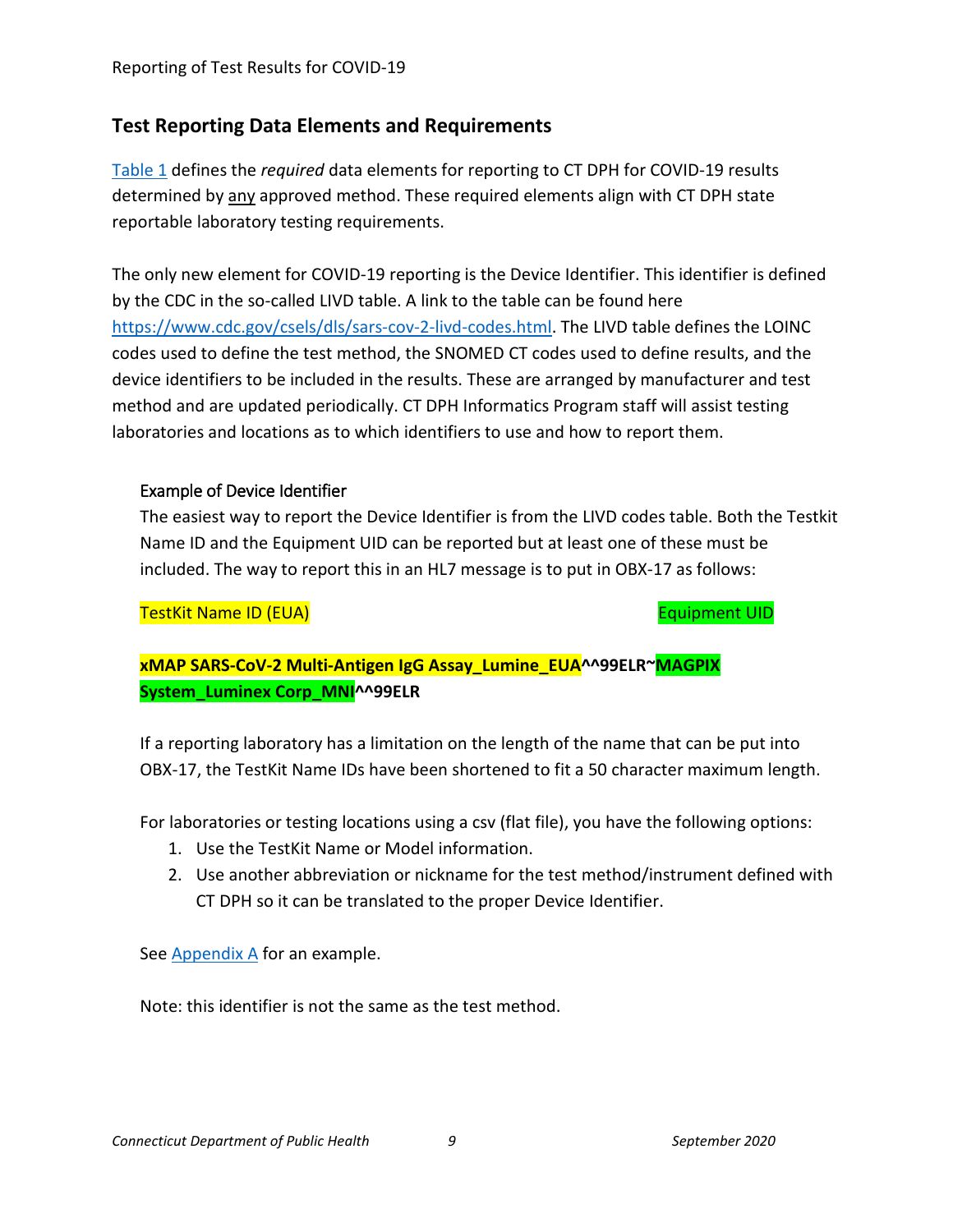## Test Reporting Data Elements and Requirements

Table 1 defines the *required* data elements for reporting to CT DPH for COVID-19 results determined by any approved method. These required elements align with CT DPH state reportable laboratory testing requirements.

The only new element for COVID-19 reporting is the Device Identifier. This identifier is defined by the CDC in the so-called LIVD table. A link to the table can be found here https://www.cdc.gov/csels/dls/sars-cov-2-livd-codes.html. The LIVD table defines the LOINC codes used to define the test method, the SNOMED CT codes used to define results, and the device identifiers to be included in the results. These are arranged by manufacturer and test method and are updated periodically. CT DPH Informatics Program staff will assist testing laboratories and locations as to which identifiers to use and how to report them.

### Example of Device Identifier

The easiest way to report the Device Identifier is from the LIVD codes table. Both the Testkit Name ID and the Equipment UID can be reported but at least one of these must be included. The way to report this in an HL7 message is to put in OBX-17 as follows:

TestKit Name ID (EUA) Equipment UID

**xMAP SARS-CoV-2 Multi-Antigen IgG Assay_Lumine_EUA^^99ELR~MAGPIX System_Luminex Corp_MNI^^99ELR**

If a reporting laboratory has a limitation on the length of the name that can be put into OBX-17, the TestKit Name IDs have been shortened to fit a 50 character maximum length.

For laboratories or testing locations using a csv (flat file), you have the following options:

1. Use the TestKit Name or Model information.
2. Use another abbreviation or nickname for the test method/instrument defined with CT DPH so it can be translated to the proper Device Identifier.

See Appendix A for an example.

Note: this identifier is not the same as the test method.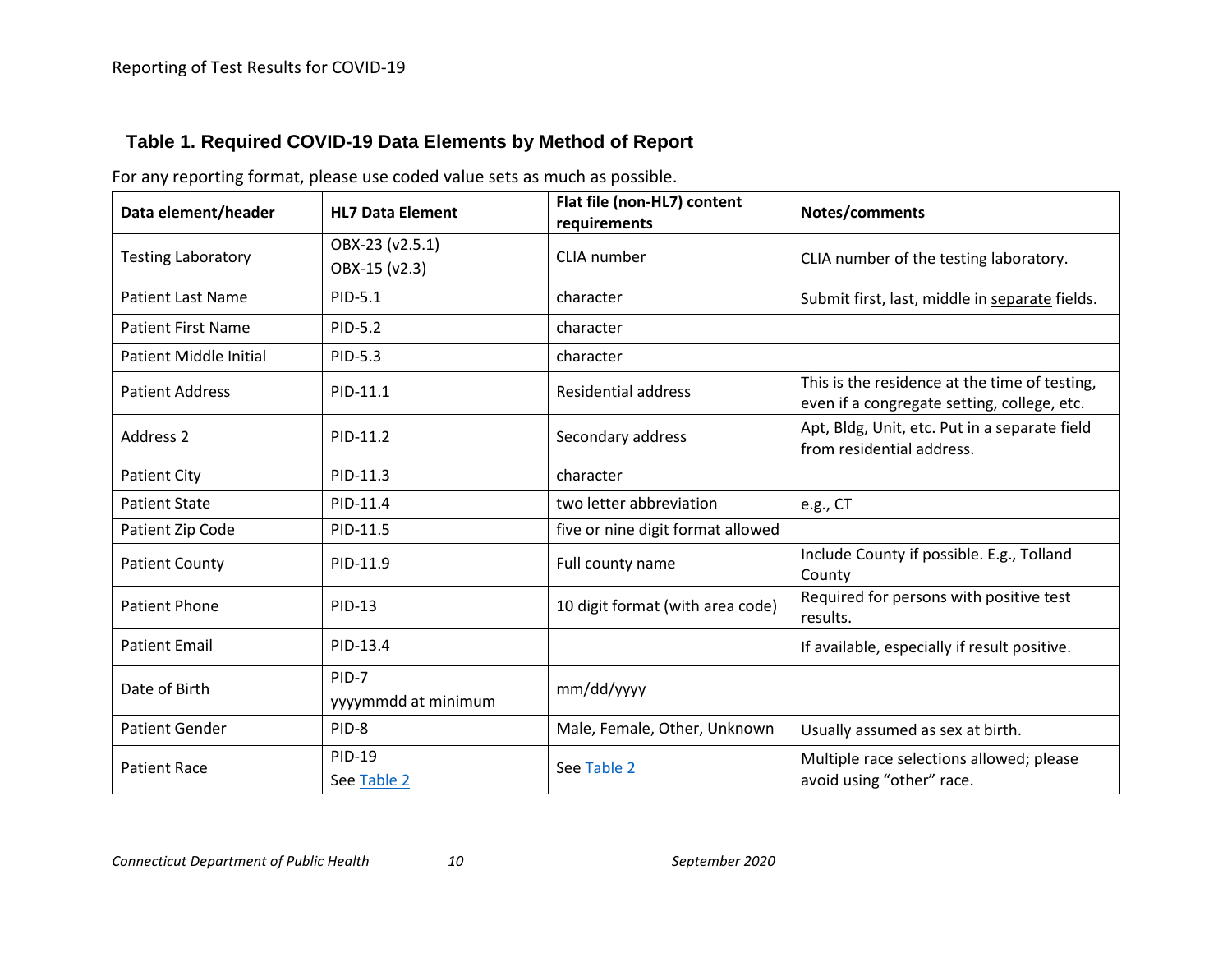### Table 1. Required COVID-19 Data Elements by Method of Report

For any reporting format, please use coded value sets as much as possible.

| Data element/header | HL7 Data Element | Flat file (non-HL7) content requirements | Notes/comments |
|---|---|---|---|
| Testing Laboratory | OBX-23 (v2.5.1)<br>OBX-15 (v2.3) | CLIA number | CLIA number of the testing laboratory. |
| Patient Last Name | PID-5.1 | character | Submit first, last, middle in separate fields. |
| Patient First Name | PID-5.2 | character | |
| Patient Middle Initial | PID-5.3 | character | |
| Patient Address | PID-11.1 | Residential address | This is the residence at the time of testing, even if a congregate setting, college, etc. |
| Address 2 | PID-11.2 | Secondary address | Apt, Bldg, Unit, etc. Put in a separate field from residential address. |
| Patient City | PID-11.3 | character | |
| Patient State | PID-11.4 | two letter abbreviation | e.g., CT |
| Patient Zip Code | PID-11.5 | five or nine digit format allowed | |
| Patient County | PID-11.9 | Full county name | Include County if possible. E.g., Tolland County |
| Patient Phone | PID-13 | 10 digit format (with area code) | Required for persons with positive test results. |
| Patient Email | PID-13.4 | | If available, especially if result positive. |
| Date of Birth | PID-7<br>yyyymmdd at minimum | mm/dd/yyyy | |
| Patient Gender | PID-8 | Male, Female, Other, Unknown | Usually assumed as sex at birth. |
| Patient Race | PID-19<br>See Table 2 | See Table 2 | Multiple race selections allowed; please avoid using “other” race. |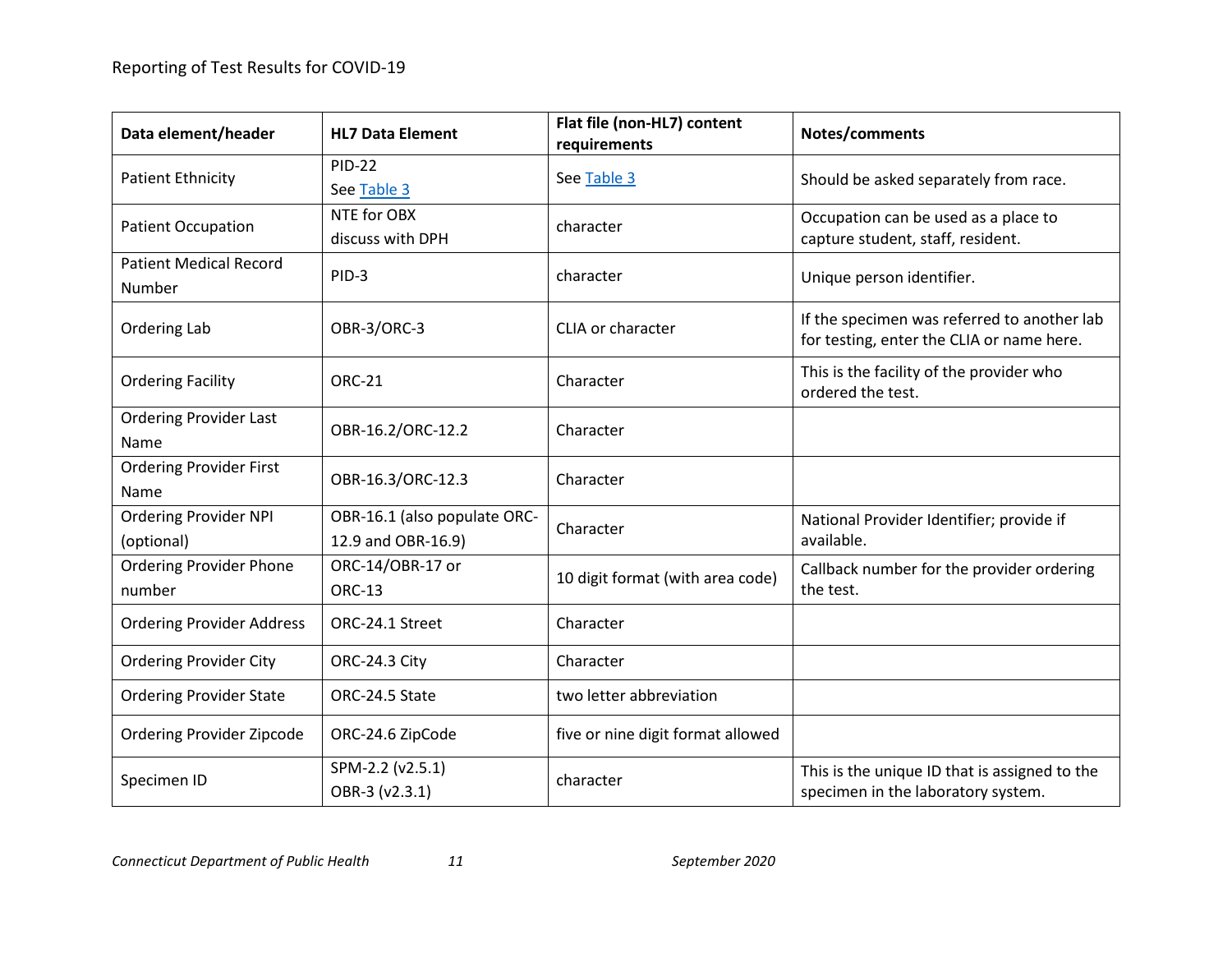| Data element/header | HL7 Data Element | Flat file (non-HL7) content requirements | Notes/comments |
|---|---|---|---|
| Patient Ethnicity | PID-22<br>See Table 3 | See Table 3 | Should be asked separately from race. |
| Patient Occupation | NTE for OBX<br>discuss with DPH | character | Occupation can be used as a place to capture student, staff, resident. |
| Patient Medical Record Number | PID-3 | character | Unique person identifier. |
| Ordering Lab | OBR-3/ORC-3 | CLIA or character | If the specimen was referred to another lab for testing, enter the CLIA or name here. |
| Ordering Facility | ORC-21 | Character | This is the facility of the provider who ordered the test. |
| Ordering Provider Last Name | OBR-16.2/ORC-12.2 | Character | |
| Ordering Provider First Name | OBR-16.3/ORC-12.3 | Character | |
| Ordering Provider NPI (optional) | OBR-16.1 (also populate ORC-12.9 and OBR-16.9) | Character | National Provider Identifier; provide if available. |
| Ordering Provider Phone number | ORC-14/OBR-17 or ORC-13 | 10 digit format (with area code) | Callback number for the provider ordering the test. |
| Ordering Provider Address | ORC-24.1 Street | Character | |
| Ordering Provider City | ORC-24.3 City | Character | |
| Ordering Provider State | ORC-24.5 State | two letter abbreviation | |
| Ordering Provider Zipcode | ORC-24.6 ZipCode | five or nine digit format allowed | |
| Specimen ID | SPM-2.2 (v2.5.1)<br>OBR-3 (v2.3.1) | character | This is the unique ID that is assigned to the specimen in the laboratory system. |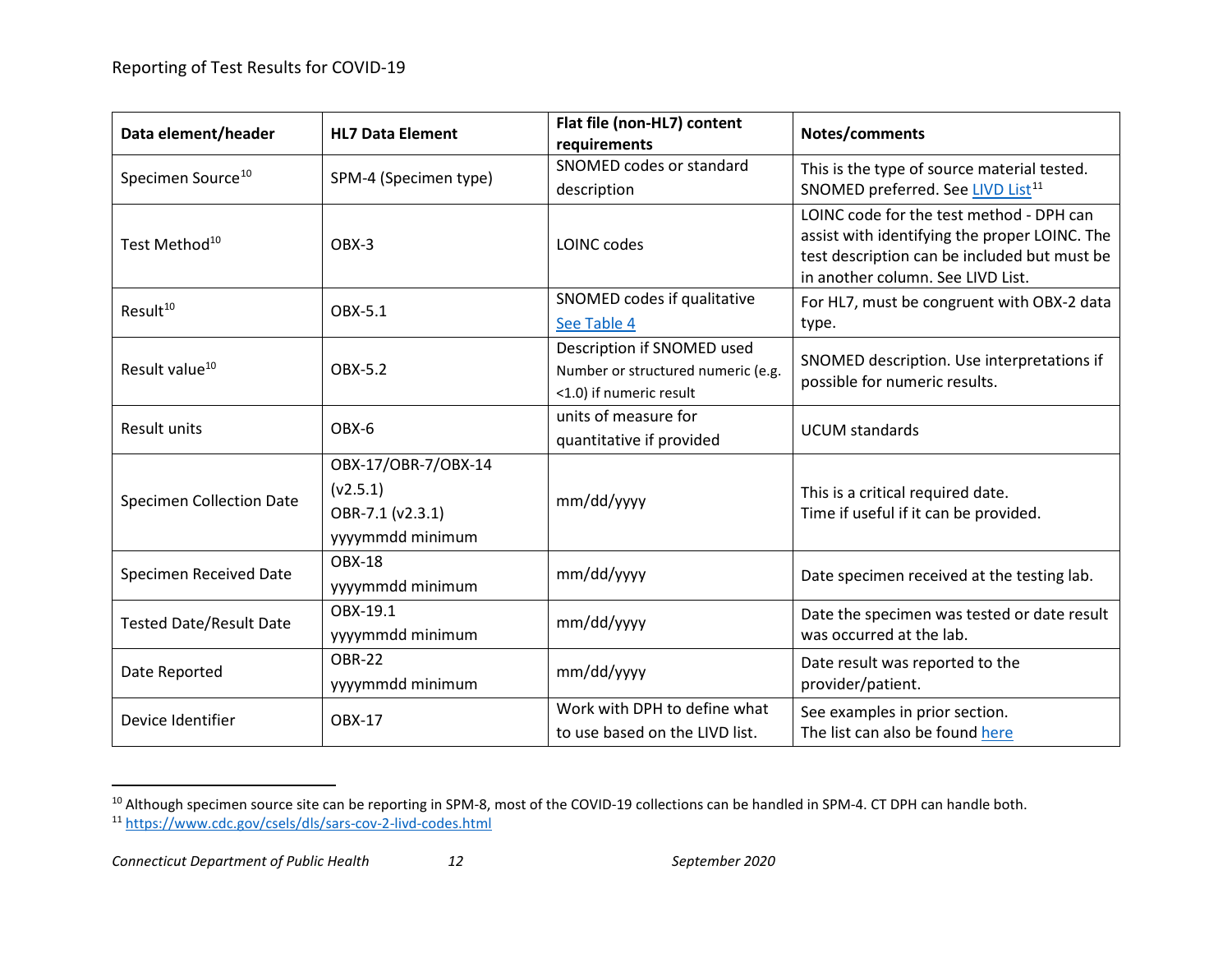| Data element/header | HL7 Data Element | Flat file (non-HL7) content requirements | Notes/comments |
|---|---|---|---|
| Specimen Source[10] | SPM-4 (Specimen type) | SNOMED codes or standard description | This is the type of source material tested. SNOMED preferred. See LIVD List[11] |
| Test Method[10] | OBX-3 | LOINC codes | LOINC code for the test method - DPH can assist with identifying the proper LOINC. The test description can be included but must be in another column. See LIVD List. |
| Result[10] | OBX-5.1 | SNOMED codes if qualitative See Table 4 | For HL7, must be congruent with OBX-2 data type. |
| Result value[10] | OBX-5.2 | Description if SNOMED used Number or structured numeric (e.g. <1.0) if numeric result | SNOMED description. Use interpretations if possible for numeric results. |
| Result units | OBX-6 | units of measure for quantitative if provided | UCUM standards |
| Specimen Collection Date | OBX-17/OBR-7/OBX-14 (v2.5.1) OBR-7.1 (v2.3.1) yyyymmdd minimum | mm/dd/yyyy | This is a critical required date. Time if useful if it can be provided. |
| Specimen Received Date | OBX-18 yyyymmdd minimum | mm/dd/yyyy | Date specimen received at the testing lab. |
| Tested Date/Result Date | OBX-19.1 yyyymmdd minimum | mm/dd/yyyy | Date the specimen was tested or date result was occurred at the lab. |
| Date Reported | OBR-22 yyyymmdd minimum | mm/dd/yyyy | Date result was reported to the provider/patient. |
| Device Identifier | OBX-17 | Work with DPH to define what to use based on the LIVD list. | See examples in prior section. The list can also be found here |

[10] Although specimen source site can be reporting in SPM-8, most of the COVID-19 collections can be handled in SPM-4. CT DPH can handle both.

[11] https://www.cdc.gov/csels/dls/sars-cov-2-livd-codes.html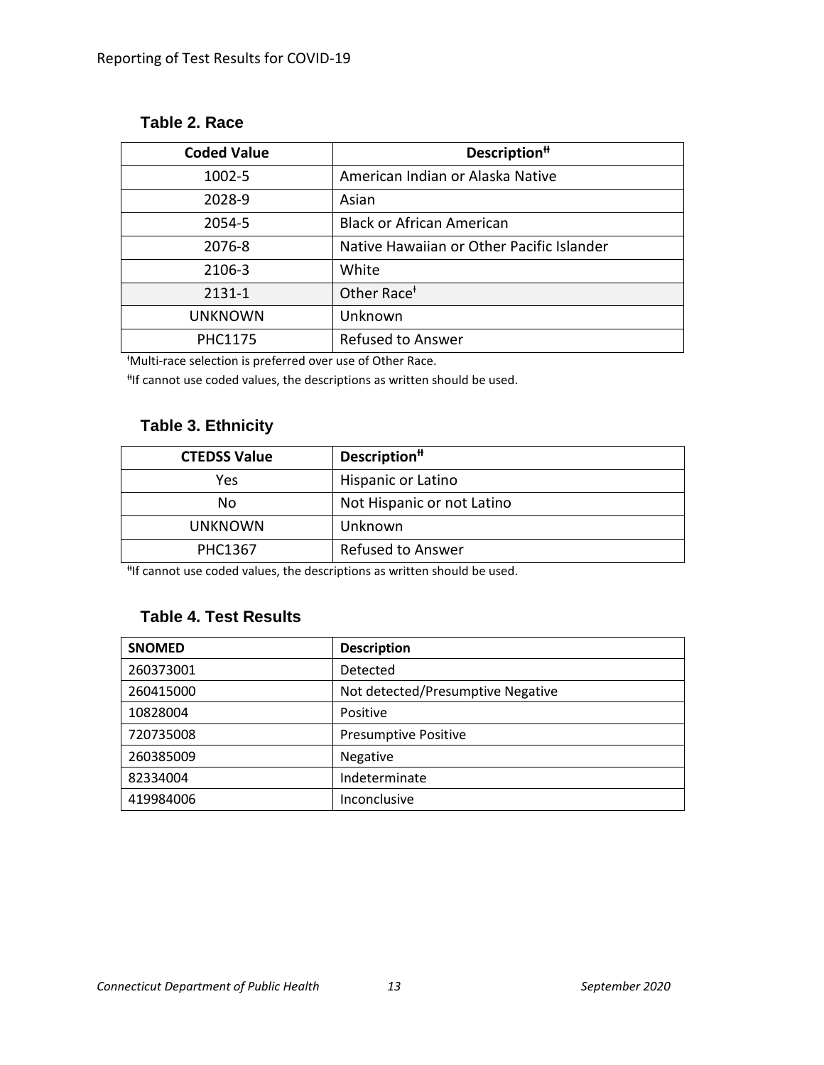### Table 2. Race

| Coded Value | Description[ǂ] |
|---|---|
| 1002-5 | American Indian or Alaska Native |
| 2028-9 | Asian |
| 2054-5 | Black or African American |
| 2076-8 | Native Hawaiian or Other Pacific Islander |
| 2106-3 | White |
| 2131-1 | Other Race[ⱡ] |
| UNKNOWN | Unknown |
| PHC1175 | Refused to Answer |

ⱡMulti-race selection is preferred over use of Other Race.

ǂIf cannot use coded values, the descriptions as written should be used.

### Table 3. Ethnicity

| CTEDSS Value | Description[ǂ] |
|---|---|
| Yes | Hispanic or Latino |
| No | Not Hispanic or not Latino |
| UNKNOWN | Unknown |
| PHC1367 | Refused to Answer |

ǂIf cannot use coded values, the descriptions as written should be used.

### Table 4. Test Results

| SNOMED | Description |
|---|---|
| 260373001 | Detected |
| 260415000 | Not detected/Presumptive Negative |
| 10828004 | Positive |
| 720735008 | Presumptive Positive |
| 260385009 | Negative |
| 82334004 | Indeterminate |
| 419984006 | Inconclusive |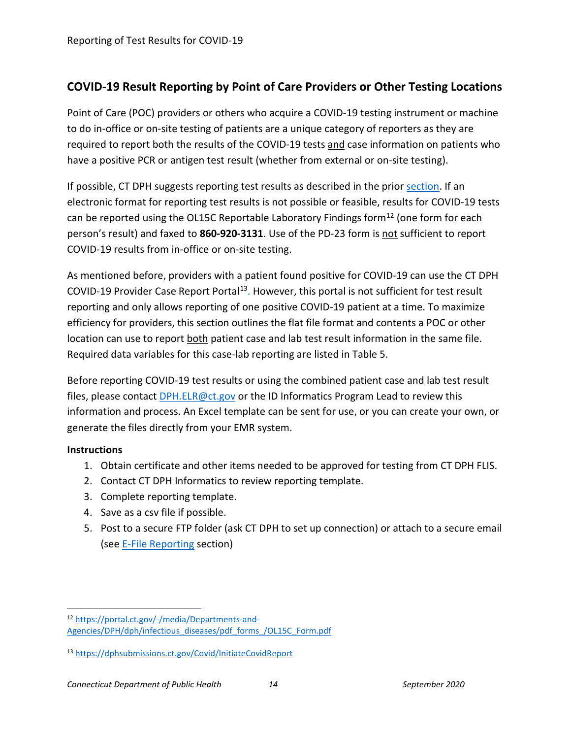## COVID-19 Result Reporting by Point of Care Providers or Other Testing Locations

Point of Care (POC) providers or others who acquire a COVID-19 testing instrument or machine to do in-office or on-site testing of patients are a unique category of reporters as they are required to report both the results of the COVID-19 tests and case information on patients who have a positive PCR or antigen test result (whether from external or on-site testing).

If possible, CT DPH suggests reporting test results as described in the prior section. If an electronic format for reporting test results is not possible or feasible, results for COVID-19 tests can be reported using the OL15C Reportable Laboratory Findings form[12] (one form for each person's result) and faxed to **860-920-3131**. Use of the PD-23 form is not sufficient to report COVID-19 results from in-office or on-site testing.

As mentioned before, providers with a patient found positive for COVID-19 can use the CT DPH COVID-19 Provider Case Report Portal[13]. However, this portal is not sufficient for test result reporting and only allows reporting of one positive COVID-19 patient at a time. To maximize efficiency for providers, this section outlines the flat file format and contents a POC or other location can use to report both patient case and lab test result information in the same file. Required data variables for this case-lab reporting are listed in Table 5.

Before reporting COVID-19 test results or using the combined patient case and lab test result files, please contact DPH.ELR@ct.gov or the ID Informatics Program Lead to review this information and process. An Excel template can be sent for use, or you can create your own, or generate the files directly from your EMR system.

**Instructions**

1. Obtain certificate and other items needed to be approved for testing from CT DPH FLIS.
2. Contact CT DPH Informatics to review reporting template.
3. Complete reporting template.
4. Save as a csv file if possible.
5. Post to a secure FTP folder (ask CT DPH to set up connection) or attach to a secure email (see E-File Reporting section)

---

[12] https://portal.ct.gov/-/media/Departments-and-Agencies/DPH/dph/infectious_diseases/pdf_forms_/OL15C_Form.pdf

[13] https://dphsubmissions.ct.gov/Covid/InitiateCovidReport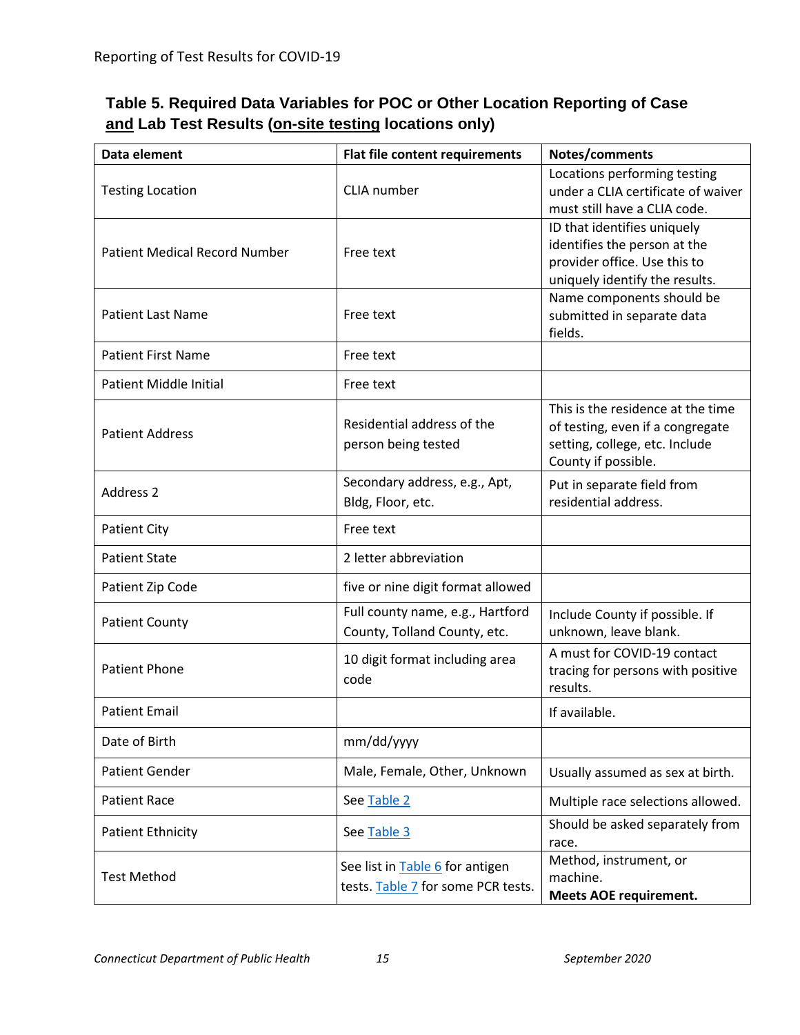**Table 5. Required Data Variables for POC or Other Location Reporting of Case <u>and</u> Lab Test Results (<u>on-site testing</u> locations only)**

| Data element | Flat file content requirements | Notes/comments |
|---|---|---|
| Testing Location | CLIA number | Locations performing testing under a CLIA certificate of waiver must still have a CLIA code. |
| Patient Medical Record Number | Free text | ID that identifies uniquely identifies the person at the provider office. Use this to uniquely identify the results. |
| Patient Last Name | Free text | Name components should be submitted in separate data fields. |
| Patient First Name | Free text | |
| Patient Middle Initial | Free text | |
| Patient Address | Residential address of the person being tested | This is the residence at the time of testing, even if a congregate setting, college, etc. Include County if possible. |
| Address 2 | Secondary address, e.g., Apt, Bldg, Floor, etc. | Put in separate field from residential address. |
| Patient City | Free text | |
| Patient State | 2 letter abbreviation | |
| Patient Zip Code | five or nine digit format allowed | |
| Patient County | Full county name, e.g., Hartford County, Tolland County, etc. | Include County if possible. If unknown, leave blank. |
| Patient Phone | 10 digit format including area code | A must for COVID-19 contact tracing for persons with positive results. |
| Patient Email | | If available. |
| Date of Birth | mm/dd/yyyy | |
| Patient Gender | Male, Female, Other, Unknown | Usually assumed as sex at birth. |
| Patient Race | See Table 2 | Multiple race selections allowed. |
| Patient Ethnicity | See Table 3 | Should be asked separately from race. |
| Test Method | See list in Table 6 for antigen tests. Table 7 for some PCR tests. | Method, instrument, or machine. **Meets AOE requirement.** |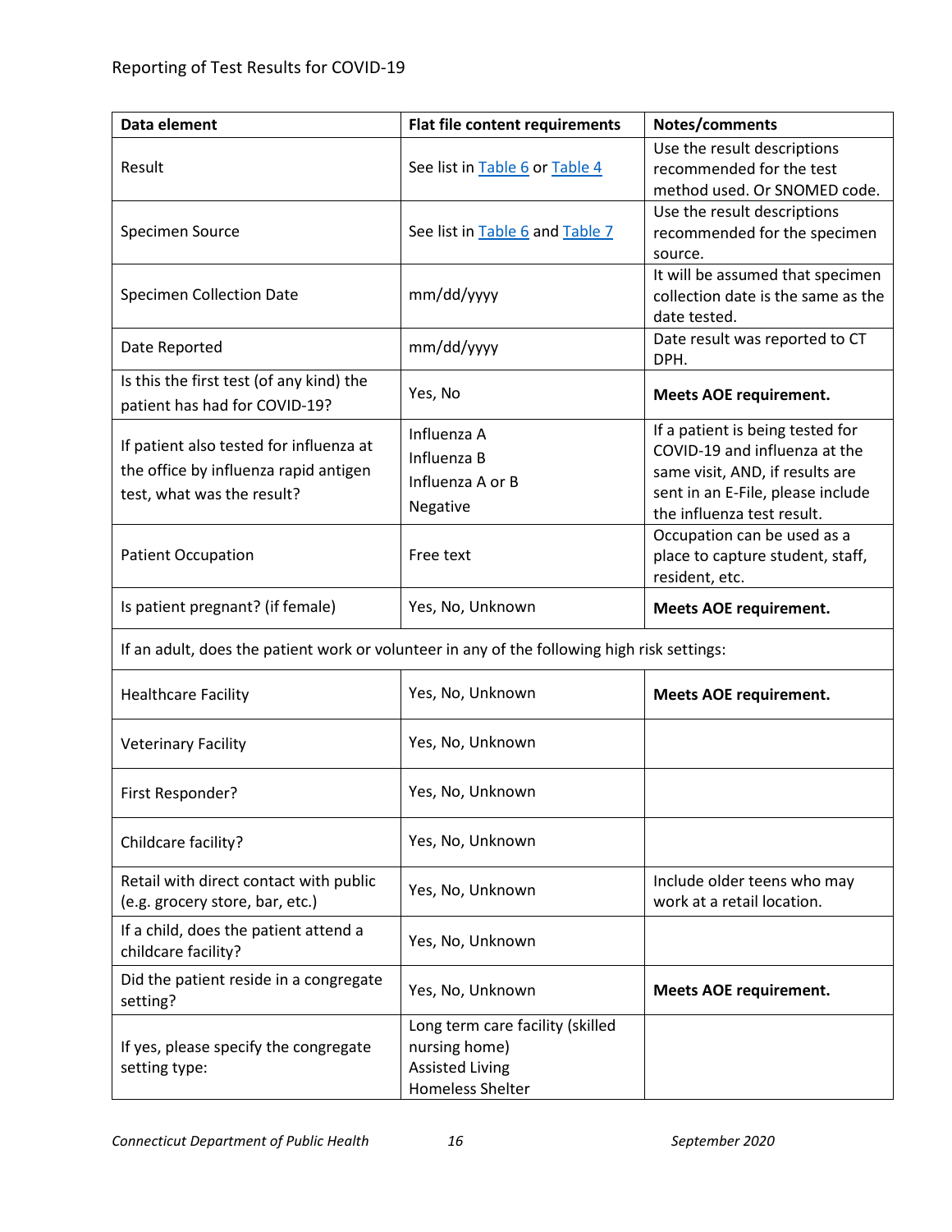| Data element | Flat file content requirements | Notes/comments |
| --- | --- | --- |
| Result | See list in Table 6 or Table 4 | Use the result descriptions recommended for the test method used. Or SNOMED code. |
| Specimen Source | See list in Table 6 and Table 7 | Use the result descriptions recommended for the specimen source. |
| Specimen Collection Date | mm/dd/yyyy | It will be assumed that specimen collection date is the same as the date tested. |
| Date Reported | mm/dd/yyyy | Date result was reported to CT DPH. |
| Is this the first test (of any kind) the patient has had for COVID-19? | Yes, No | **Meets AOE requirement.** |
| If patient also tested for influenza at the office by influenza rapid antigen test, what was the result? | Influenza A<br>Influenza B<br>Influenza A or B<br>Negative | If a patient is being tested for COVID-19 and influenza at the same visit, AND, if results are sent in an E-File, please include the influenza test result. |
| Patient Occupation | Free text | Occupation can be used as a place to capture student, staff, resident, etc. |
| Is patient pregnant? (if female) | Yes, No, Unknown | **Meets AOE requirement.** |
| If an adult, does the patient work or volunteer in any of the following high risk settings: | | |
| Healthcare Facility | Yes, No, Unknown | **Meets AOE requirement.** |
| Veterinary Facility | Yes, No, Unknown | |
| First Responder? | Yes, No, Unknown | |
| Childcare facility? | Yes, No, Unknown | |
| Retail with direct contact with public (e.g. grocery store, bar, etc.) | Yes, No, Unknown | Include older teens who may work at a retail location. |
| If a child, does the patient attend a childcare facility? | Yes, No, Unknown | |
| Did the patient reside in a congregate setting? | Yes, No, Unknown | **Meets AOE requirement.** |
| If yes, please specify the congregate setting type: | Long term care facility (skilled nursing home)<br>Assisted Living<br>Homeless Shelter | |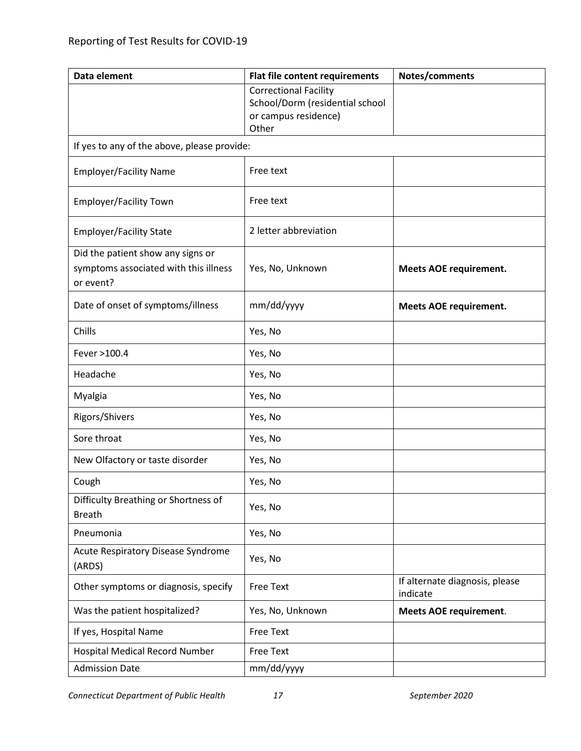| Data element | Flat file content requirements | Notes/comments |
| --- | --- | --- |
| | Correctional Facility<br>School/Dorm (residential school or campus residence)<br>Other | |
| If yes to any of the above, please provide: | | |
| Employer/Facility Name | Free text | |
| Employer/Facility Town | Free text | |
| Employer/Facility State | 2 letter abbreviation | |
| Did the patient show any signs or symptoms associated with this illness or event? | Yes, No, Unknown | **Meets AOE requirement.** |
| Date of onset of symptoms/illness | mm/dd/yyyy | **Meets AOE requirement.** |
| Chills | Yes, No | |
| Fever >100.4 | Yes, No | |
| Headache | Yes, No | |
| Myalgia | Yes, No | |
| Rigors/Shivers | Yes, No | |
| Sore throat | Yes, No | |
| New Olfactory or taste disorder | Yes, No | |
| Cough | Yes, No | |
| Difficulty Breathing or Shortness of Breath | Yes, No | |
| Pneumonia | Yes, No | |
| Acute Respiratory Disease Syndrome (ARDS) | Yes, No | |
| Other symptoms or diagnosis, specify | Free Text | If alternate diagnosis, please indicate |
| Was the patient hospitalized? | Yes, No, Unknown | **Meets AOE requirement**. |
| If yes, Hospital Name | Free Text | |
| Hospital Medical Record Number | Free Text | |
| Admission Date | mm/dd/yyyy | |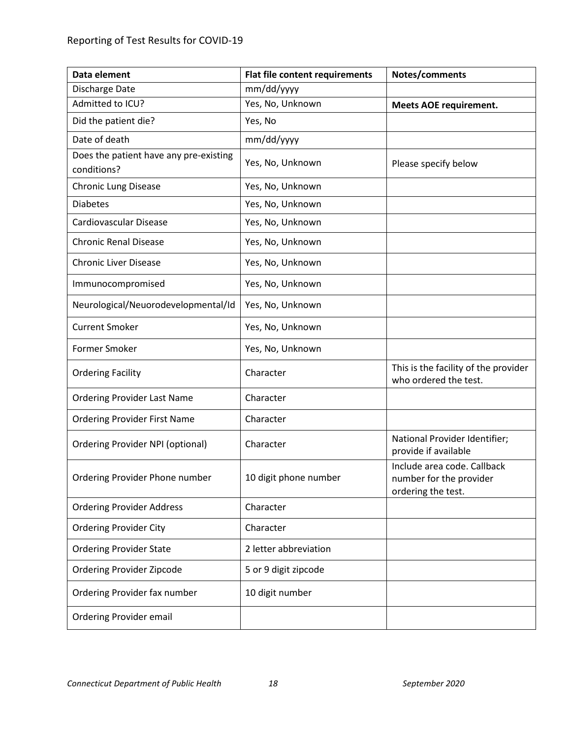| Data element | Flat file content requirements | Notes/comments |
|---|---|---|
| Discharge Date | mm/dd/yyyy | |
| Admitted to ICU? | Yes, No, Unknown | **Meets AOE requirement.** |
| Did the patient die? | Yes, No | |
| Date of death | mm/dd/yyyy | |
| Does the patient have any pre-existing conditions? | Yes, No, Unknown | Please specify below |
| Chronic Lung Disease | Yes, No, Unknown | |
| Diabetes | Yes, No, Unknown | |
| Cardiovascular Disease | Yes, No, Unknown | |
| Chronic Renal Disease | Yes, No, Unknown | |
| Chronic Liver Disease | Yes, No, Unknown | |
| Immunocompromised | Yes, No, Unknown | |
| Neurological/Neuorodevelopmental/Id | Yes, No, Unknown | |
| Current Smoker | Yes, No, Unknown | |
| Former Smoker | Yes, No, Unknown | |
| Ordering Facility | Character | This is the facility of the provider who ordered the test. |
| Ordering Provider Last Name | Character | |
| Ordering Provider First Name | Character | |
| Ordering Provider NPI (optional) | Character | National Provider Identifier; provide if available |
| Ordering Provider Phone number | 10 digit phone number | Include area code. Callback number for the provider ordering the test. |
| Ordering Provider Address | Character | |
| Ordering Provider City | Character | |
| Ordering Provider State | 2 letter abbreviation | |
| Ordering Provider Zipcode | 5 or 9 digit zipcode | |
| Ordering Provider fax number | 10 digit number | |
| Ordering Provider email | | |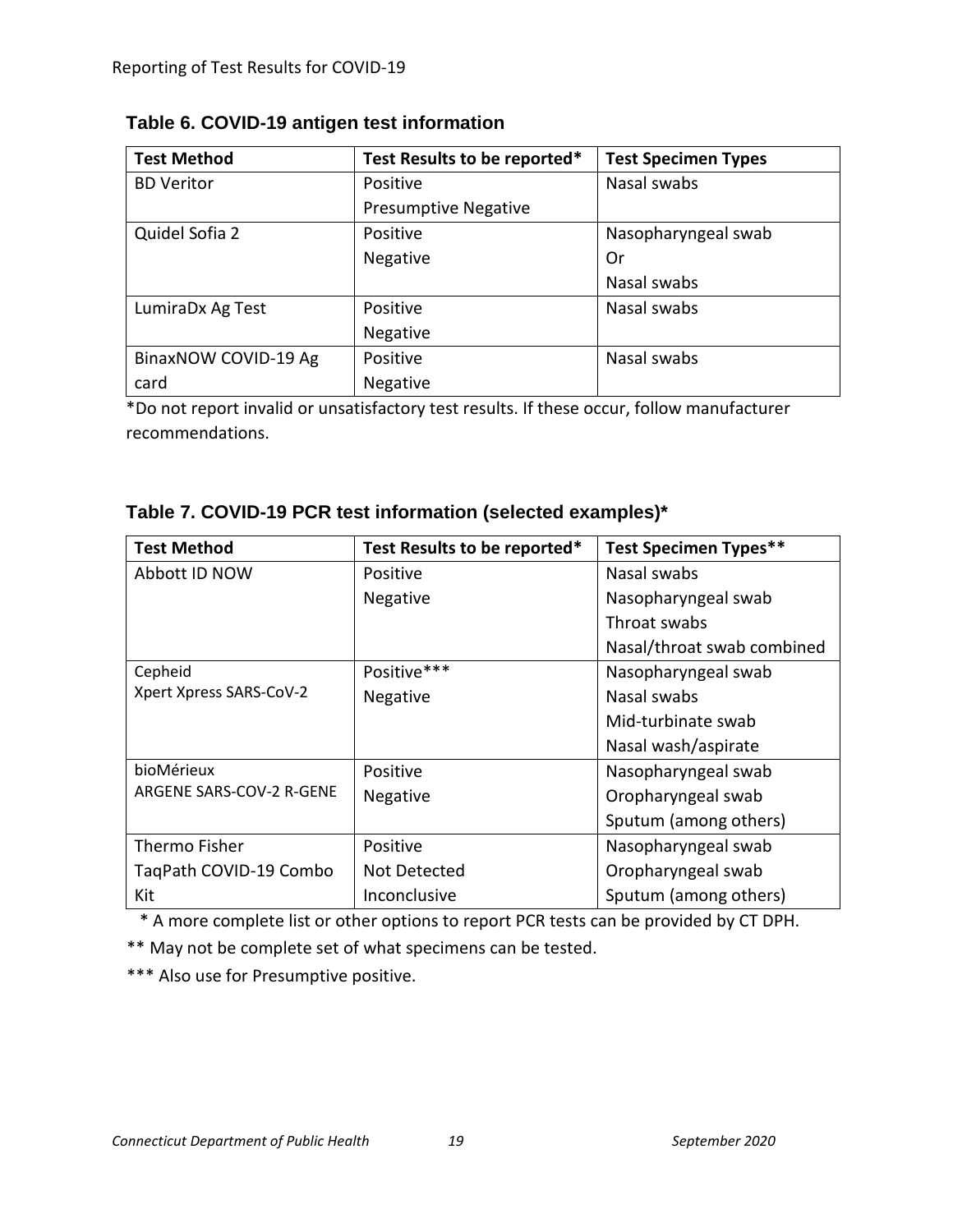**Table 6. COVID-19 antigen test information**

| Test Method | Test Results to be reported* | Test Specimen Types |
|---|---|---|
| BD Veritor | Positive<br>Presumptive Negative | Nasal swabs |
| Quidel Sofia 2 | Positive<br>Negative | Nasopharyngeal swab<br>Or<br>Nasal swabs |
| LumiraDx Ag Test | Positive<br>Negative | Nasal swabs |
| BinaxNOW COVID-19 Ag card | Positive<br>Negative | Nasal swabs |

*Do not report invalid or unsatisfactory test results. If these occur, follow manufacturer recommendations.

**Table 7. COVID-19 PCR test information (selected examples)***

| Test Method | Test Results to be reported* | Test Specimen Types** |
|---|---|---|
| Abbott ID NOW | Positive<br>Negative | Nasal swabs<br>Nasopharyngeal swab<br>Throat swabs<br>Nasal/throat swab combined |
| Cepheid<br>Xpert Xpress SARS-CoV-2 | Positive***<br>Negative | Nasopharyngeal swab<br>Nasal swabs<br>Mid-turbinate swab<br>Nasal wash/aspirate |
| bioMérieux<br>ARGENE SARS-COV-2 R-GENE | Positive<br>Negative | Nasopharyngeal swab<br>Oropharyngeal swab<br>Sputum (among others) |
| Thermo Fisher<br>TaqPath COVID-19 Combo Kit | Positive<br>Not Detected<br>Inconclusive | Nasopharyngeal swab<br>Oropharyngeal swab<br>Sputum (among others) |

\* A more complete list or other options to report PCR tests can be provided by CT DPH.

** May not be complete set of what specimens can be tested.

*** Also use for Presumptive positive.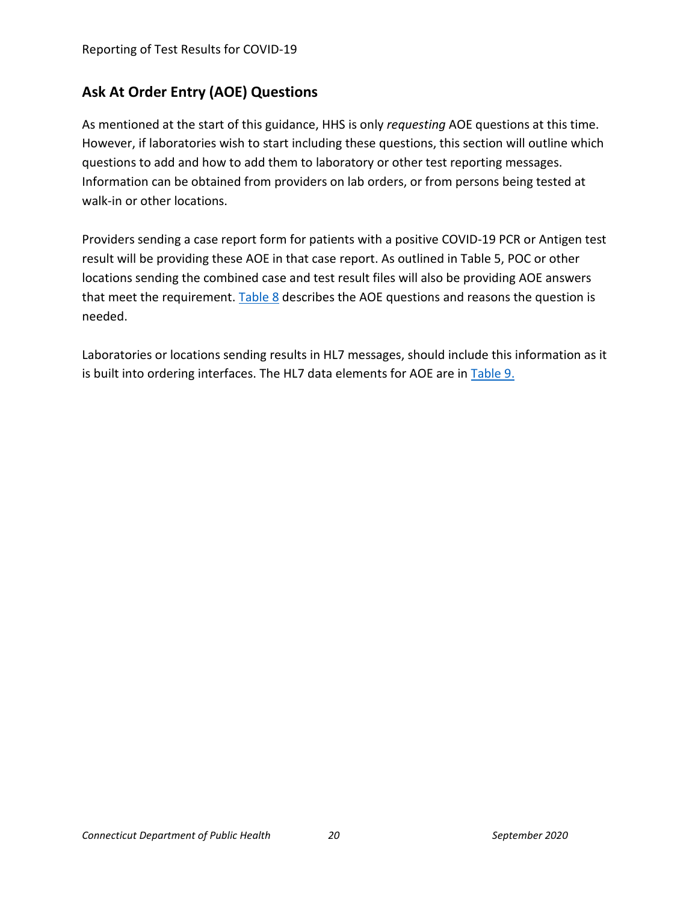## Ask At Order Entry (AOE) Questions

As mentioned at the start of this guidance, HHS is only *requesting* AOE questions at this time. However, if laboratories wish to start including these questions, this section will outline which questions to add and how to add them to laboratory or other test reporting messages. Information can be obtained from providers on lab orders, or from persons being tested at walk-in or other locations.

Providers sending a case report form for patients with a positive COVID-19 PCR or Antigen test result will be providing these AOE in that case report. As outlined in Table 5, POC or other locations sending the combined case and test result files will also be providing AOE answers that meet the requirement. Table 8 describes the AOE questions and reasons the question is needed.

Laboratories or locations sending results in HL7 messages, should include this information as it is built into ordering interfaces. The HL7 data elements for AOE are in Table 9.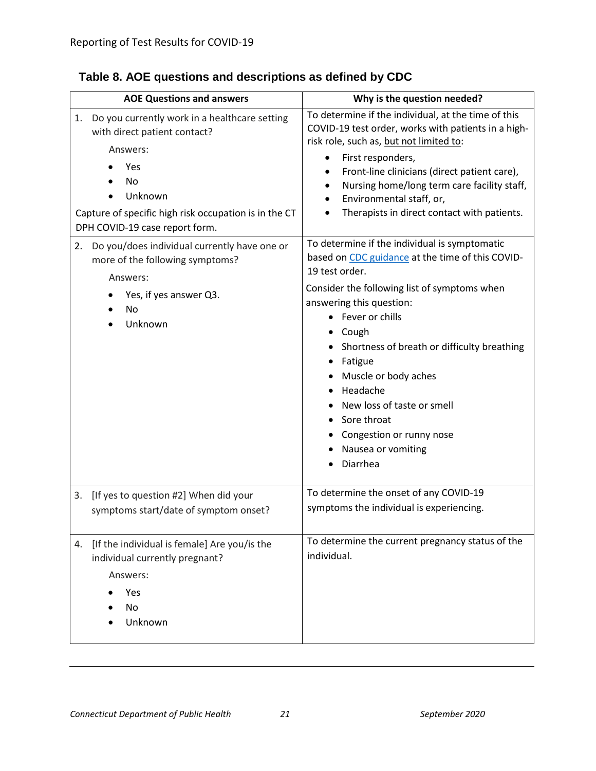## Table 8. AOE questions and descriptions as defined by CDC

| AOE Questions and answers | Why is the question needed? |
|---|---|
| 1. Do you currently work in a healthcare setting with direct patient contact?<br>Answers:<br>• Yes<br>• No<br>• Unknown<br>Capture of specific high risk occupation is in the CT DPH COVID-19 case report form. | To determine if the individual, at the time of this COVID-19 test order, works with patients in a high-risk role, such as, but not limited to:<br>• First responders,<br>• Front-line clinicians (direct patient care),<br>• Nursing home/long term care facility staff,<br>• Environmental staff, or,<br>• Therapists in direct contact with patients. |
| 2. Do you/does individual currently have one or more of the following symptoms?<br>Answers:<br>• Yes, if yes answer Q3.<br>• No<br>• Unknown | To determine if the individual is symptomatic based on CDC guidance at the time of this COVID-19 test order.<br>Consider the following list of symptoms when answering this question:<br>• Fever or chills<br>• Cough<br>• Shortness of breath or difficulty breathing<br>• Fatigue<br>• Muscle or body aches<br>• Headache<br>• New loss of taste or smell<br>• Sore throat<br>• Congestion or runny nose<br>• Nausea or vomiting<br>• Diarrhea |
| 3. [If yes to question #2] When did your symptoms start/date of symptom onset? | To determine the onset of any COVID-19 symptoms the individual is experiencing. |
| 4. [If the individual is female] Are you/is the individual currently pregnant?<br>Answers:<br>• Yes<br>• No<br>• Unknown | To determine the current pregnancy status of the individual. |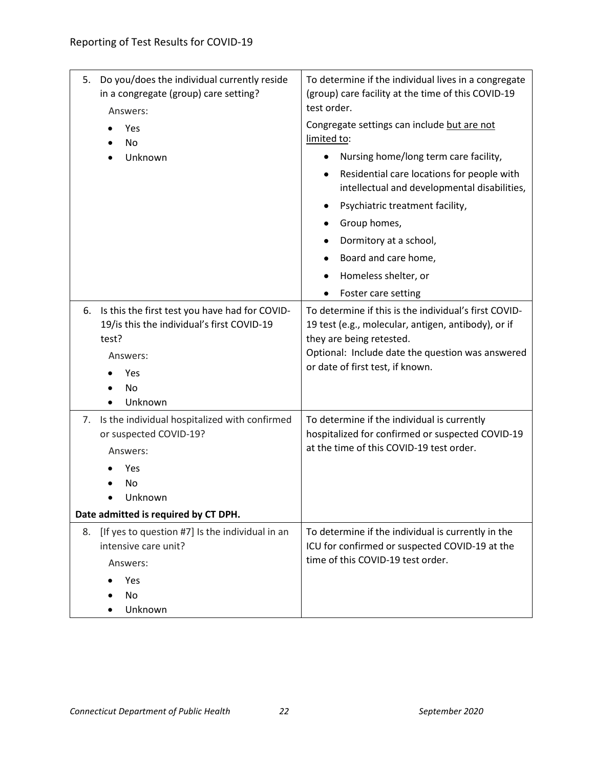| | |
|---|---|
| 5. Do you/does the individual currently reside in a congregate (group) care setting?<br>Answers:<br>• Yes<br>• No<br>• Unknown | To determine if the individual lives in a congregate (group) care facility at the time of this COVID-19 test order.<br>Congregate settings can include <u>but are not limited to</u>:<br>• Nursing home/long term care facility,<br>• Residential care locations for people with intellectual and developmental disabilities,<br>• Psychiatric treatment facility,<br>• Group homes,<br>• Dormitory at a school,<br>• Board and care home,<br>• Homeless shelter, or<br>• Foster care setting |
| 6. Is this the first test you have had for COVID-19/is this the individual's first COVID-19 test?<br>Answers:<br>• Yes<br>• No<br>• Unknown | To determine if this is the individual's first COVID-19 test (e.g., molecular, antigen, antibody), or if they are being retested.<br>Optional: Include date the question was answered or date of first test, if known. |
| 7. Is the individual hospitalized with confirmed or suspected COVID-19?<br>Answers:<br>• Yes<br>• No<br>• Unknown<br>**Date admitted is required by CT DPH.** | To determine if the individual is currently hospitalized for confirmed or suspected COVID-19 at the time of this COVID-19 test order. |
| 8. [If yes to question #7] Is the individual in an intensive care unit?<br>Answers:<br>• Yes<br>• No<br>• Unknown | To determine if the individual is currently in the ICU for confirmed or suspected COVID-19 at the time of this COVID-19 test order. |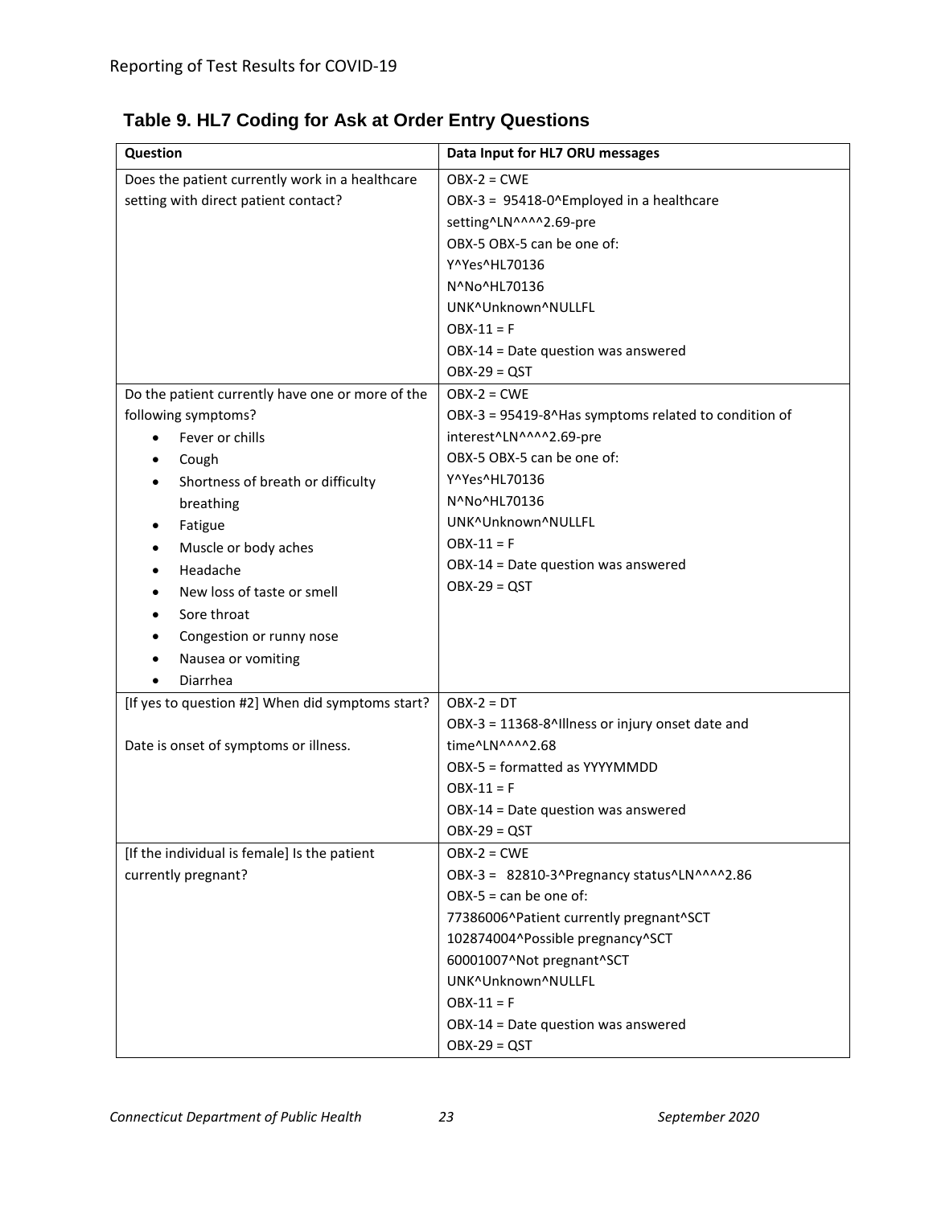## Table 9. HL7 Coding for Ask at Order Entry Questions

| Question | Data Input for HL7 ORU messages |
|---|---|
| Does the patient currently work in a healthcare setting with direct patient contact? | OBX-2 = CWE<br>OBX-3 = 95418-0^Employed in a healthcare setting^LN^^^^2.69-pre<br>OBX-5 OBX-5 can be one of:<br>Y^Yes^HL70136<br>N^No^HL70136<br>UNK^Unknown^NULLFL<br>OBX-11 = F<br>OBX-14 = Date question was answered<br>OBX-29 = QST |
| Do the patient currently have one or more of the following symptoms?<br>• Fever or chills<br>• Cough<br>• Shortness of breath or difficulty breathing<br>• Fatigue<br>• Muscle or body aches<br>• Headache<br>• New loss of taste or smell<br>• Sore throat<br>• Congestion or runny nose<br>• Nausea or vomiting<br>• Diarrhea | OBX-2 = CWE<br>OBX-3 = 95419-8^Has symptoms related to condition of interest^LN^^^^2.69-pre<br>OBX-5 OBX-5 can be one of:<br>Y^Yes^HL70136<br>N^No^HL70136<br>UNK^Unknown^NULLFL<br>OBX-11 = F<br>OBX-14 = Date question was answered<br>OBX-29 = QST |
| [If yes to question #2] When did symptoms start?<br><br>Date is onset of symptoms or illness. | OBX-2 = DT<br>OBX-3 = 11368-8^Illness or injury onset date and time^LN^^^^2.68<br>OBX-5 = formatted as YYYYMMDD<br>OBX-11 = F<br>OBX-14 = Date question was answered<br>OBX-29 = QST |
| [If the individual is female] Is the patient currently pregnant? | OBX-2 = CWE<br>OBX-3 = 82810-3^Pregnancy status^LN^^^^2.86<br>OBX-5 = can be one of:<br>77386006^Patient currently pregnant^SCT<br>102874004^Possible pregnancy^SCT<br>60001007^Not pregnant^SCT<br>UNK^Unknown^NULLFL<br>OBX-11 = F<br>OBX-14 = Date question was answered<br>OBX-29 = QST |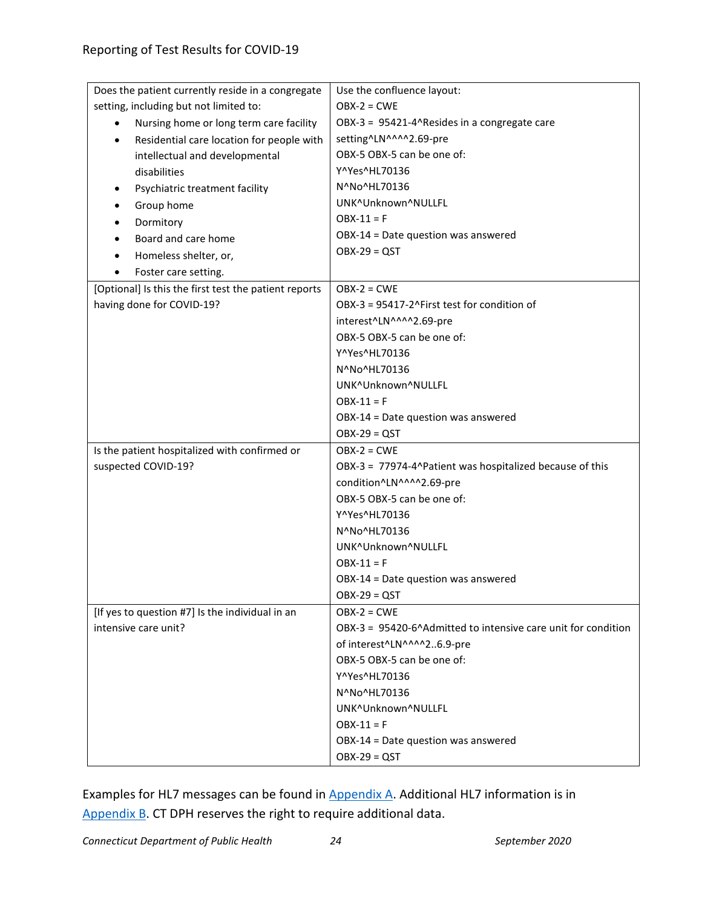| | |
|---|---|
| Does the patient currently reside in a congregate setting, including but not limited to:<br>• Nursing home or long term care facility<br>• Residential care location for people with intellectual and developmental disabilities<br>• Psychiatric treatment facility<br>• Group home<br>• Dormitory<br>• Board and care home<br>• Homeless shelter, or,<br>• Foster care setting. | Use the confluence layout:<br>OBX-2 = CWE<br>OBX-3 = 95421-4^Resides in a congregate care setting^LN^^^^2.69-pre<br>OBX-5 OBX-5 can be one of:<br>Y^Yes^HL70136<br>N^No^HL70136<br>UNK^Unknown^NULLFL<br>OBX-11 = F<br>OBX-14 = Date question was answered<br>OBX-29 = QST |
| [Optional] Is this the first test the patient reports having done for COVID-19? | OBX-2 = CWE<br>OBX-3 = 95417-2^First test for condition of interest^LN^^^^2.69-pre<br>OBX-5 OBX-5 can be one of:<br>Y^Yes^HL70136<br>N^No^HL70136<br>UNK^Unknown^NULLFL<br>OBX-11 = F<br>OBX-14 = Date question was answered<br>OBX-29 = QST |
| Is the patient hospitalized with confirmed or suspected COVID-19? | OBX-2 = CWE<br>OBX-3 = 77974-4^Patient was hospitalized because of this condition^LN^^^^2.69-pre<br>OBX-5 OBX-5 can be one of:<br>Y^Yes^HL70136<br>N^No^HL70136<br>UNK^Unknown^NULLFL<br>OBX-11 = F<br>OBX-14 = Date question was answered<br>OBX-29 = QST |
| [If yes to question #7] Is the individual in an intensive care unit? | OBX-2 = CWE<br>OBX-3 = 95420-6^Admitted to intensive care unit for condition of interest^LN^^^^2..6.9-pre<br>OBX-5 OBX-5 can be one of:<br>Y^Yes^HL70136<br>N^No^HL70136<br>UNK^Unknown^NULLFL<br>OBX-11 = F<br>OBX-14 = Date question was answered<br>OBX-29 = QST |

Examples for HL7 messages can be found in Appendix A. Additional HL7 information is in Appendix B. CT DPH reserves the right to require additional data.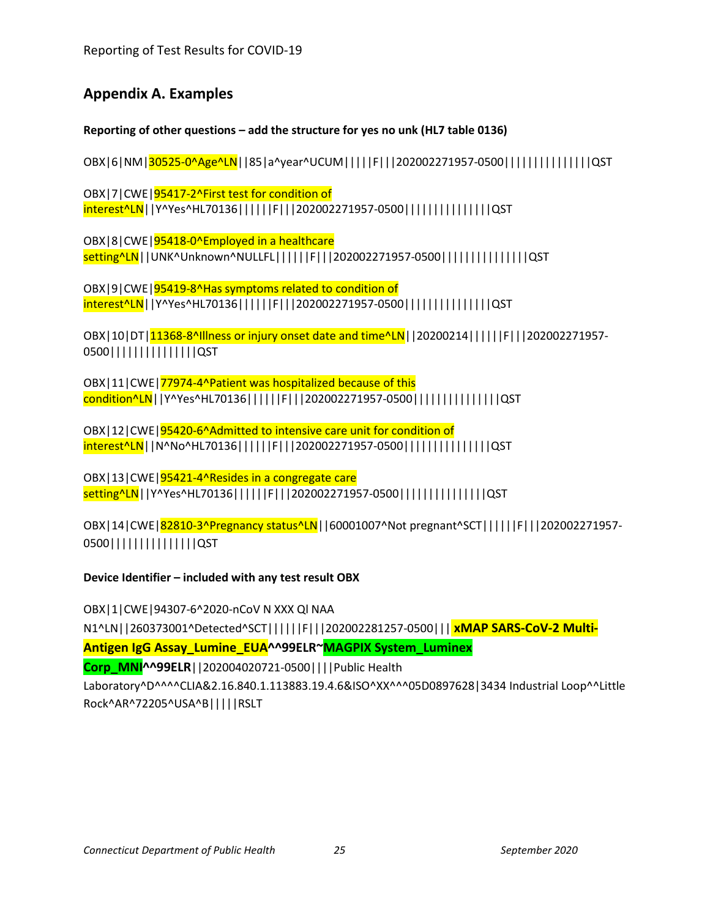## Appendix A. Examples

**Reporting of other questions – add the structure for yes no unk (HL7 table 0136)**

OBX|6|NM|30525-0^Age^LN||85|a^year^UCUM|||||F|||202002271957-0500|||||||||||||||QST

OBX|7|CWE|95417-2^First test for condition of interest^LN||Y^Yes^HL70136||||||F|||202002271957-0500|||||||||||||||QST

OBX|8|CWE|95418-0^Employed in a healthcare setting^LN||UNK^Unknown^NULLFL||||||F|||202002271957-0500|||||||||||||||QST

OBX|9|CWE|95419-8^Has symptoms related to condition of interest^LN||Y^Yes^HL70136||||||F|||202002271957-0500|||||||||||||||QST

OBX|10|DT|11368-8^Illness or injury onset date and time^LN||20200214||||||F|||202002271957-0500|||||||||||||||QST

OBX|11|CWE|77974-4^Patient was hospitalized because of this condition^LN||Y^Yes^HL70136||||||F|||202002271957-0500|||||||||||||||QST

OBX|12|CWE|95420-6^Admitted to intensive care unit for condition of interest^LN||N^No^HL70136||||||F|||202002271957-0500|||||||||||||||QST

OBX|13|CWE|95421-4^Resides in a congregate care setting^LN||Y^Yes^HL70136||||||F|||202002271957-0500|||||||||||||||QST

OBX|14|CWE|82810-3^Pregnancy status^LN||60001007^Not pregnant^SCT||||||F|||202002271957-0500|||||||||||||||QST

**Device Identifier – included with any test result OBX**

OBX|1|CWE|94307-6^2020-nCoV N XXX Ql NAA N1^LN||260373001^Detected^SCT||||||F|||202002281257-0500||| **xMAP SARS-CoV-2 Multi-Antigen IgG Assay_Lumine_EUA^^99ELR~MAGPIX System_Luminex Corp_MNI^^99ELR**||202004020721-0500||||Public Health Laboratory^D^^^^CLIA&2.16.840.1.113883.19.4.6&ISO^XX^^^05D0897628|3434 Industrial Loop^^Little Rock^AR^72205^USA^B|||||RSLT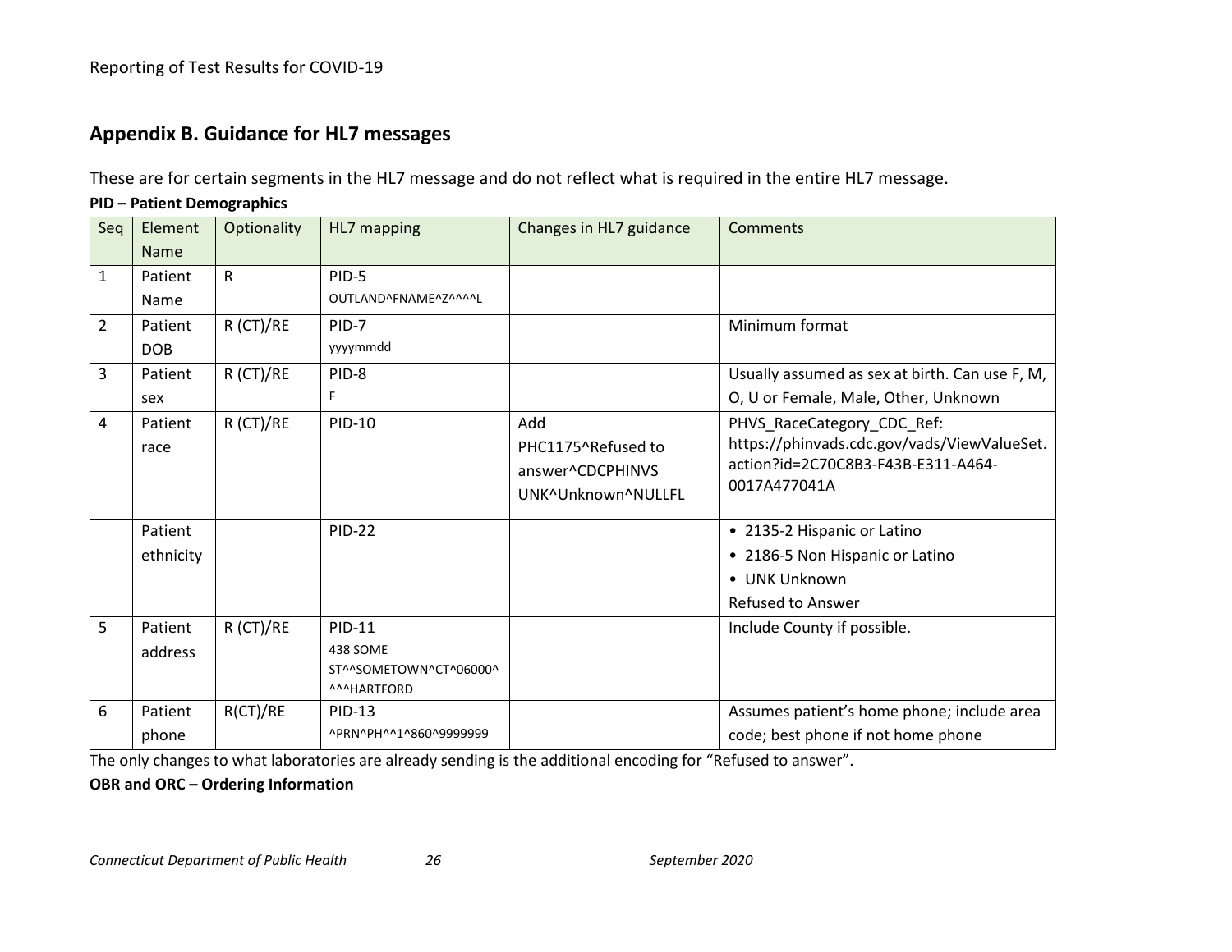## Appendix B. Guidance for HL7 messages

These are for certain segments in the HL7 message and do not reflect what is required in the entire HL7 message.

**PID – Patient Demographics**

| Seq | Element Name | Optionality | HL7 mapping | Changes in HL7 guidance | Comments |
|---|---|---|---|---|---|
| 1 | Patient Name | R | PID-5<br>OUTLAND^FNAME^Z^^^^L | | |
| 2 | Patient DOB | R (CT)/RE | PID-7<br>yyyymmdd | | Minimum format |
| 3 | Patient sex | R (CT)/RE | PID-8<br>F | | Usually assumed as sex at birth. Can use F, M, O, U or Female, Male, Other, Unknown |
| 4 | Patient race | R (CT)/RE | PID-10 | Add<br>PHC1175^Refused to answer^CDCPHINVS<br>UNK^Unknown^NULLFL | PHVS_RaceCategory_CDC_Ref: https://phinvads.cdc.gov/vads/ViewValueSet.action?id=2C70C8B3-F43B-E311-A464-0017A477041A |
| | Patient ethnicity | | PID-22 | | • 2135-2 Hispanic or Latino<br>• 2186-5 Non Hispanic or Latino<br>• UNK Unknown<br>Refused to Answer |
| 5 | Patient address | R (CT)/RE | PID-11<br>438 SOME ST^^SOMETOWN^CT^06000^^^^HARTFORD | | Include County if possible. |
| 6 | Patient phone | R(CT)/RE | PID-13<br>^PRN^PH^^1^860^9999999 | | Assumes patient's home phone; include area code; best phone if not home phone |

The only changes to what laboratories are already sending is the additional encoding for "Refused to answer".

**OBR and ORC – Ordering Information**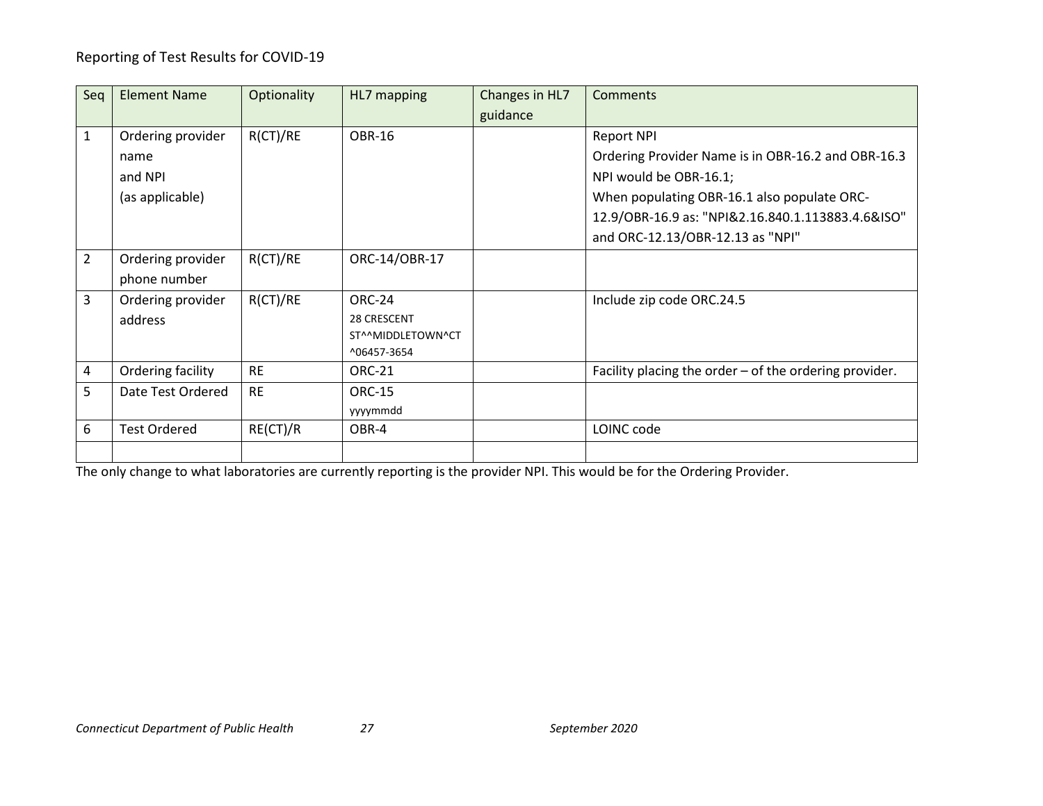Reporting of Test Results for COVID-19

| Seq | Element Name | Optionality | HL7 mapping | Changes in HL7 guidance | Comments |
|---|---|---|---|---|---|
| 1 | Ordering provider name and NPI (as applicable) | R(CT)/RE | OBR-16 | | Report NPI<br>Ordering Provider Name is in OBR-16.2 and OBR-16.3<br>NPI would be OBR-16.1;<br>When populating OBR-16.1 also populate ORC-12.9/OBR-16.9 as: "NPI&2.16.840.1.113883.4.6&ISO" and ORC-12.13/OBR-12.13 as "NPI" |
| 2 | Ordering provider phone number | R(CT)/RE | ORC-14/OBR-17 | | |
| 3 | Ordering provider address | R(CT)/RE | ORC-24<br>28 CRESCENT ST^^MIDDLETOWN^CT^06457-3654 | | Include zip code ORC.24.5 |
| 4 | Ordering facility | RE | ORC-21 | | Facility placing the order – of the ordering provider. |
| 5 | Date Test Ordered | RE | ORC-15<br>yyyymmdd | | |
| 6 | Test Ordered | RE(CT)/R | OBR-4 | | LOINC code |
| | | | | | |

The only change to what laboratories are currently reporting is the provider NPI. This would be for the Ordering Provider.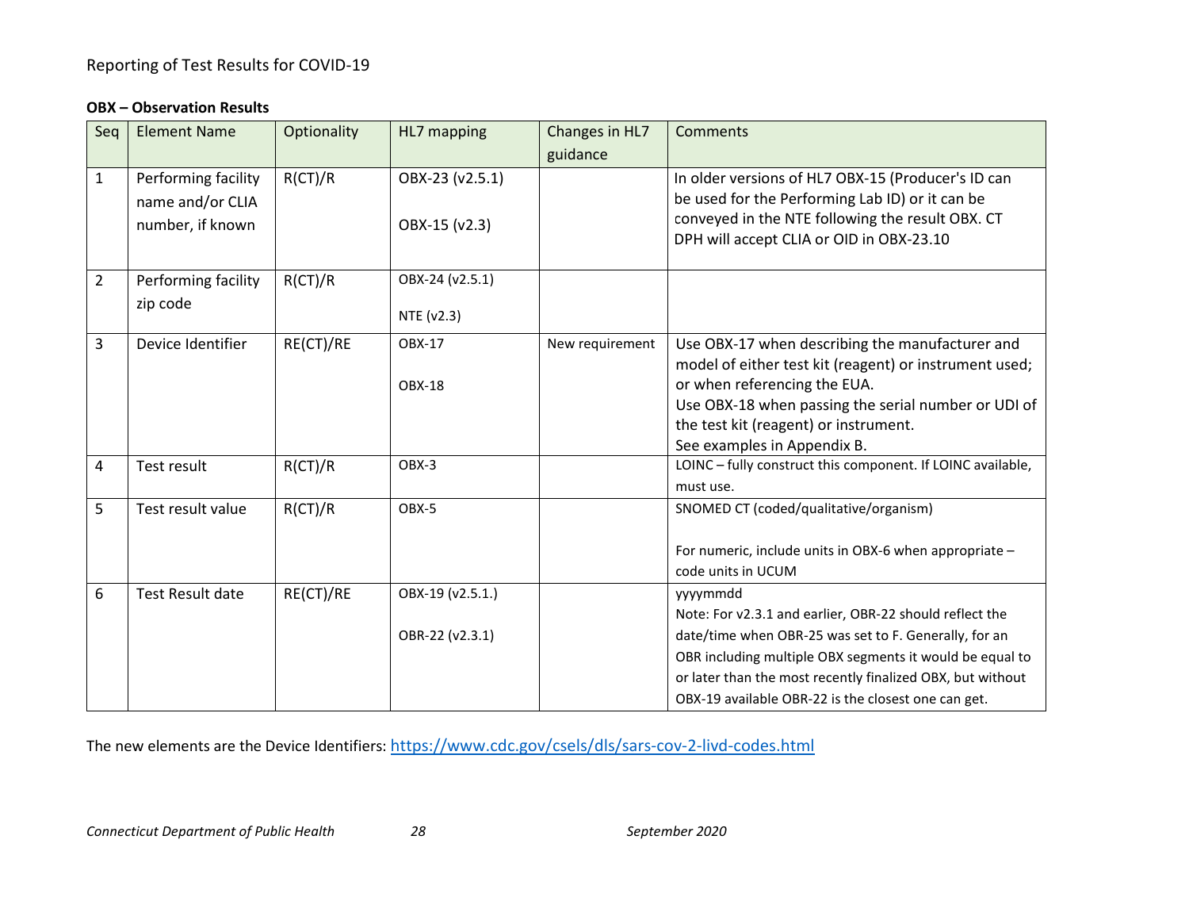Reporting of Test Results for COVID-19

**OBX – Observation Results**

| Seq | Element Name | Optionality | HL7 mapping | Changes in HL7 guidance | Comments |
|---|---|---|---|---|---|
| 1 | Performing facility name and/or CLIA number, if known | R(CT)/R | OBX-23 (v2.5.1)<br><br>OBX-15 (v2.3) | | In older versions of HL7 OBX-15 (Producer's ID can be used for the Performing Lab ID) or it can be conveyed in the NTE following the result OBX. CT DPH will accept CLIA or OID in OBX-23.10 |
| 2 | Performing facility zip code | R(CT)/R | OBX-24 (v2.5.1)<br><br>NTE (v2.3) | | |
| 3 | Device Identifier | RE(CT)/RE | OBX-17<br><br>OBX-18 | New requirement | Use OBX-17 when describing the manufacturer and model of either test kit (reagent) or instrument used; or when referencing the EUA.<br>Use OBX-18 when passing the serial number or UDI of the test kit (reagent) or instrument.<br>See examples in Appendix B. |
| 4 | Test result | R(CT)/R | OBX-3 | | LOINC – fully construct this component. If LOINC available, must use. |
| 5 | Test result value | R(CT)/R | OBX-5 | | SNOMED CT (coded/qualitative/organism)<br><br>For numeric, include units in OBX-6 when appropriate – code units in UCUM |
| 6 | Test Result date | RE(CT)/RE | OBX-19 (v2.5.1.)<br><br>OBR-22 (v2.3.1) | | yyyymmdd<br>Note: For v2.3.1 and earlier, OBR-22 should reflect the date/time when OBR-25 was set to F. Generally, for an OBR including multiple OBX segments it would be equal to or later than the most recently finalized OBX, but without OBX-19 available OBR-22 is the closest one can get. |

The new elements are the Device Identifiers: https://www.cdc.gov/csels/dls/sars-cov-2-livd-codes.html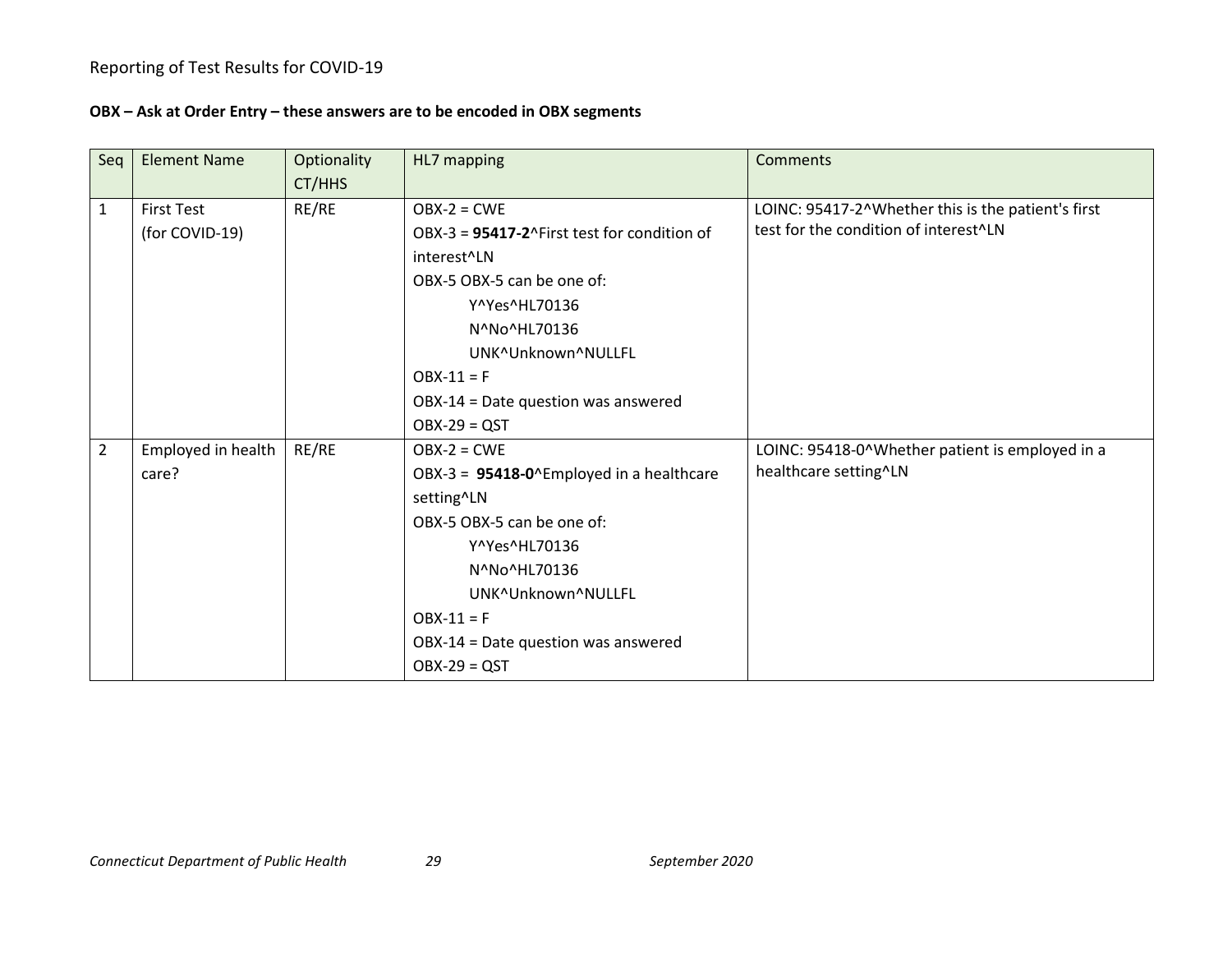Reporting of Test Results for COVID-19

**OBX – Ask at Order Entry – these answers are to be encoded in OBX segments**

| Seq | Element Name | Optionality CT/HHS | HL7 mapping | Comments |
|---|---|---|---|---|
| 1 | First Test (for COVID-19) | RE/RE | OBX-2 = CWE<br>OBX-3 = **95417-2**^First test for condition of interest^LN<br>OBX-5 OBX-5 can be one of:<br>Y^Yes^HL70136<br>N^No^HL70136<br>UNK^Unknown^NULLFL<br>OBX-11 = F<br>OBX-14 = Date question was answered<br>OBX-29 = QST | LOINC: 95417-2^Whether this is the patient's first test for the condition of interest^LN |
| 2 | Employed in health care? | RE/RE | OBX-2 = CWE<br>OBX-3 = **95418-0**^Employed in a healthcare setting^LN<br>OBX-5 OBX-5 can be one of:<br>Y^Yes^HL70136<br>N^No^HL70136<br>UNK^Unknown^NULLFL<br>OBX-11 = F<br>OBX-14 = Date question was answered<br>OBX-29 = QST | LOINC: 95418-0^Whether patient is employed in a healthcare setting^LN |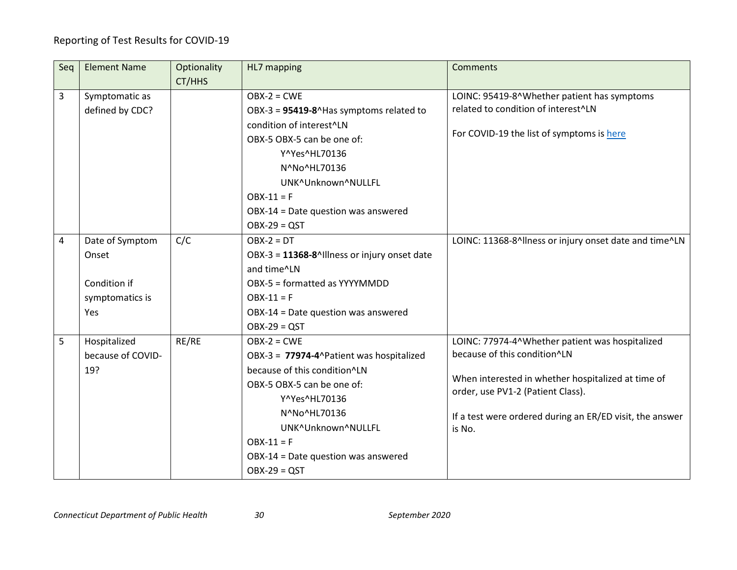Reporting of Test Results for COVID-19

| Seq | Element Name | Optionality CT/HHS | HL7 mapping | Comments |
|---|---|---|---|---|
| 3 | Symptomatic as defined by CDC? | | OBX-2 = CWE<br>OBX-3 = **95419-8**^Has symptoms related to condition of interest^LN<br>OBX-5 OBX-5 can be one of:<br>Y^Yes^HL70136<br>N^No^HL70136<br>UNK^Unknown^NULLFL<br>OBX-11 = F<br>OBX-14 = Date question was answered<br>OBX-29 = QST | LOINC: 95419-8^Whether patient has symptoms related to condition of interest^LN<br><br>For COVID-19 the list of symptoms is here |
| 4 | Date of Symptom Onset<br><br>Condition if symptomatics is Yes | C/C | OBX-2 = DT<br>OBX-3 = **11368-8**^Illness or injury onset date and time^LN<br>OBX-5 = formatted as YYYYMMDD<br>OBX-11 = F<br>OBX-14 = Date question was answered<br>OBX-29 = QST | LOINC: 11368-8^llness or injury onset date and time^LN |
| 5 | Hospitalized because of COVID-19? | RE/RE | OBX-2 = CWE<br>OBX-3 = **77974-4**^Patient was hospitalized because of this condition^LN<br>OBX-5 OBX-5 can be one of:<br>Y^Yes^HL70136<br>N^No^HL70136<br>UNK^Unknown^NULLFL<br>OBX-11 = F<br>OBX-14 = Date question was answered<br>OBX-29 = QST | LOINC: 77974-4^Whether patient was hospitalized because of this condition^LN<br><br>When interested in whether hospitalized at time of order, use PV1-2 (Patient Class).<br><br>If a test were ordered during an ER/ED visit, the answer is No. |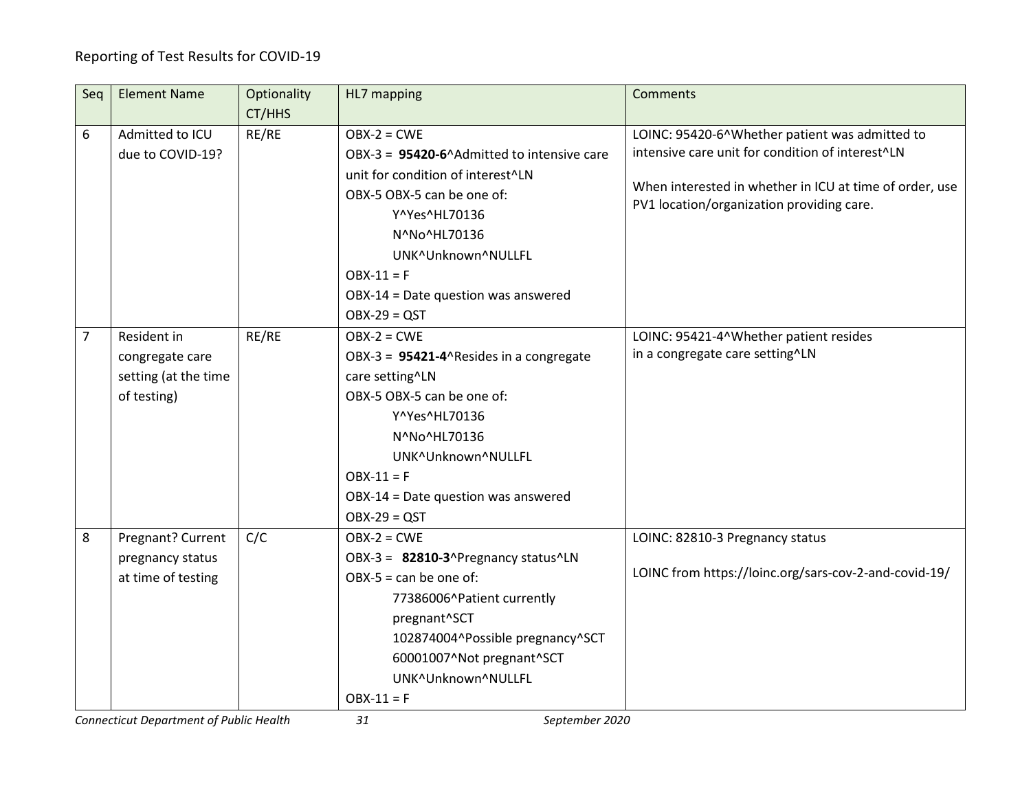| Seq | Element Name | Optionality CT/HHS | HL7 mapping | Comments |
|---|---|---|---|---|
| 6 | Admitted to ICU due to COVID-19? | RE/RE | OBX-2 = CWE<br>OBX-3 = **95420-6**^Admitted to intensive care unit for condition of interest^LN<br>OBX-5 OBX-5 can be one of:<br>Y^Yes^HL70136<br>N^No^HL70136<br>UNK^Unknown^NULLFL<br>OBX-11 = F<br>OBX-14 = Date question was answered<br>OBX-29 = QST | LOINC: 95420-6^Whether patient was admitted to intensive care unit for condition of interest^LN<br><br>When interested in whether in ICU at time of order, use PV1 location/organization providing care. |
| 7 | Resident in congregate care setting (at the time of testing) | RE/RE | OBX-2 = CWE<br>OBX-3 = **95421-4**^Resides in a congregate care setting^LN<br>OBX-5 OBX-5 can be one of:<br>Y^Yes^HL70136<br>N^No^HL70136<br>UNK^Unknown^NULLFL<br>OBX-11 = F<br>OBX-14 = Date question was answered<br>OBX-29 = QST | LOINC: 95421-4^Whether patient resides in a congregate care setting^LN |
| 8 | Pregnant? Current pregnancy status at time of testing | C/C | OBX-2 = CWE<br>OBX-3 = **82810-3**^Pregnancy status^LN<br>OBX-5 = can be one of:<br>77386006^Patient currently pregnant^SCT<br>102874004^Possible pregnancy^SCT<br>60001007^Not pregnant^SCT<br>UNK^Unknown^NULLFL<br>OBX-11 = F | LOINC: 82810-3 Pregnancy status<br><br>LOINC from https://loinc.org/sars-cov-2-and-covid-19/ |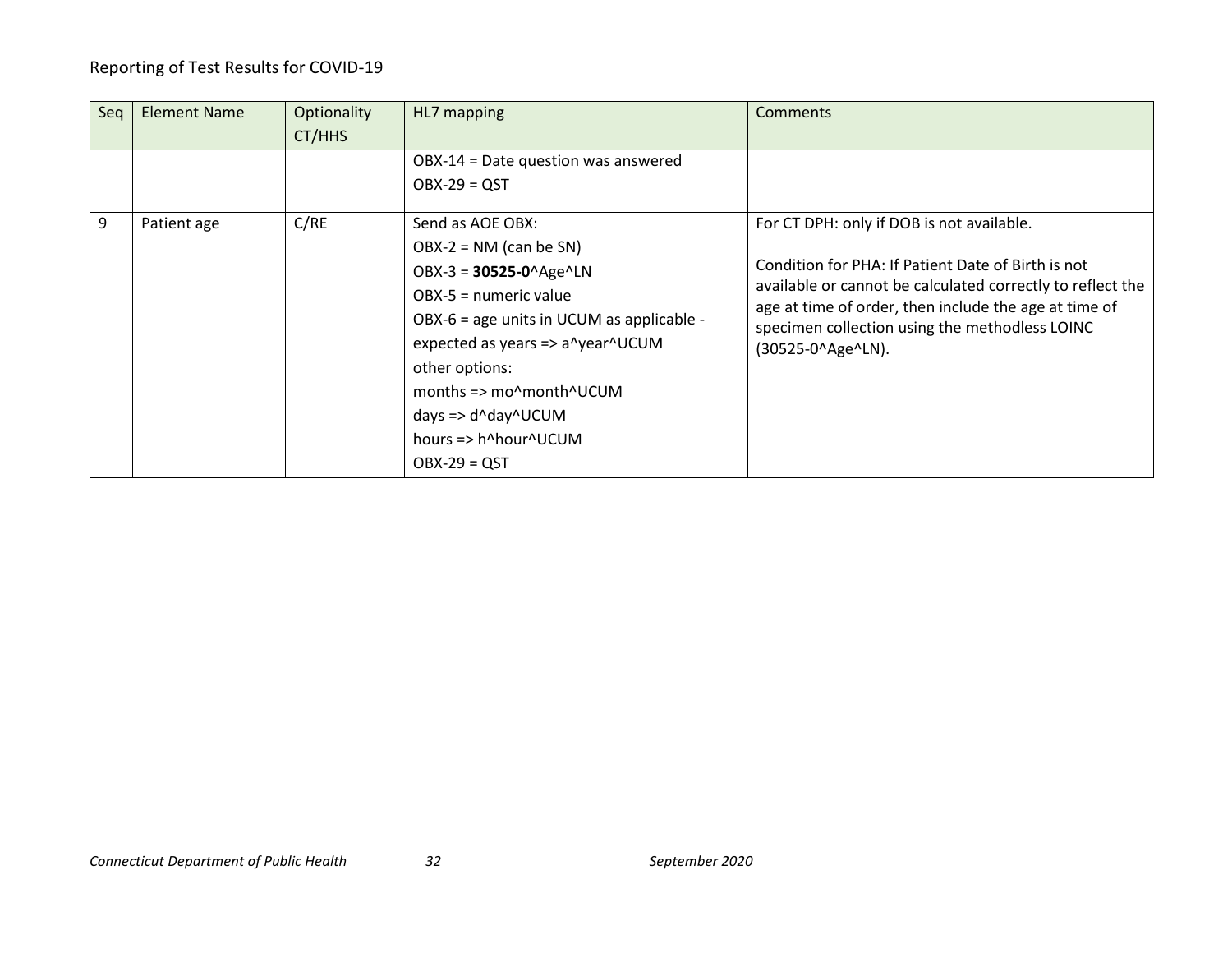| Seq | Element Name | Optionality CT/HHS | HL7 mapping | Comments |
|---|---|---|---|---|
| | | | OBX-14 = Date question was answered<br>OBX-29 = QST | |
| 9 | Patient age | C/RE | Send as AOE OBX:<br>OBX-2 = NM (can be SN)<br>OBX-3 = **30525-0**^Age^LN<br>OBX-5 = numeric value<br>OBX-6 = age units in UCUM as applicable - expected as years => a^year^UCUM<br>other options:<br>months => mo^month^UCUM<br>days => d^day^UCUM<br>hours => h^hour^UCUM<br>OBX-29 = QST | For CT DPH: only if DOB is not available.<br><br>Condition for PHA: If Patient Date of Birth is not available or cannot be calculated correctly to reflect the age at time of order, then include the age at time of specimen collection using the methodless LOINC (30525-0^Age^LN). |